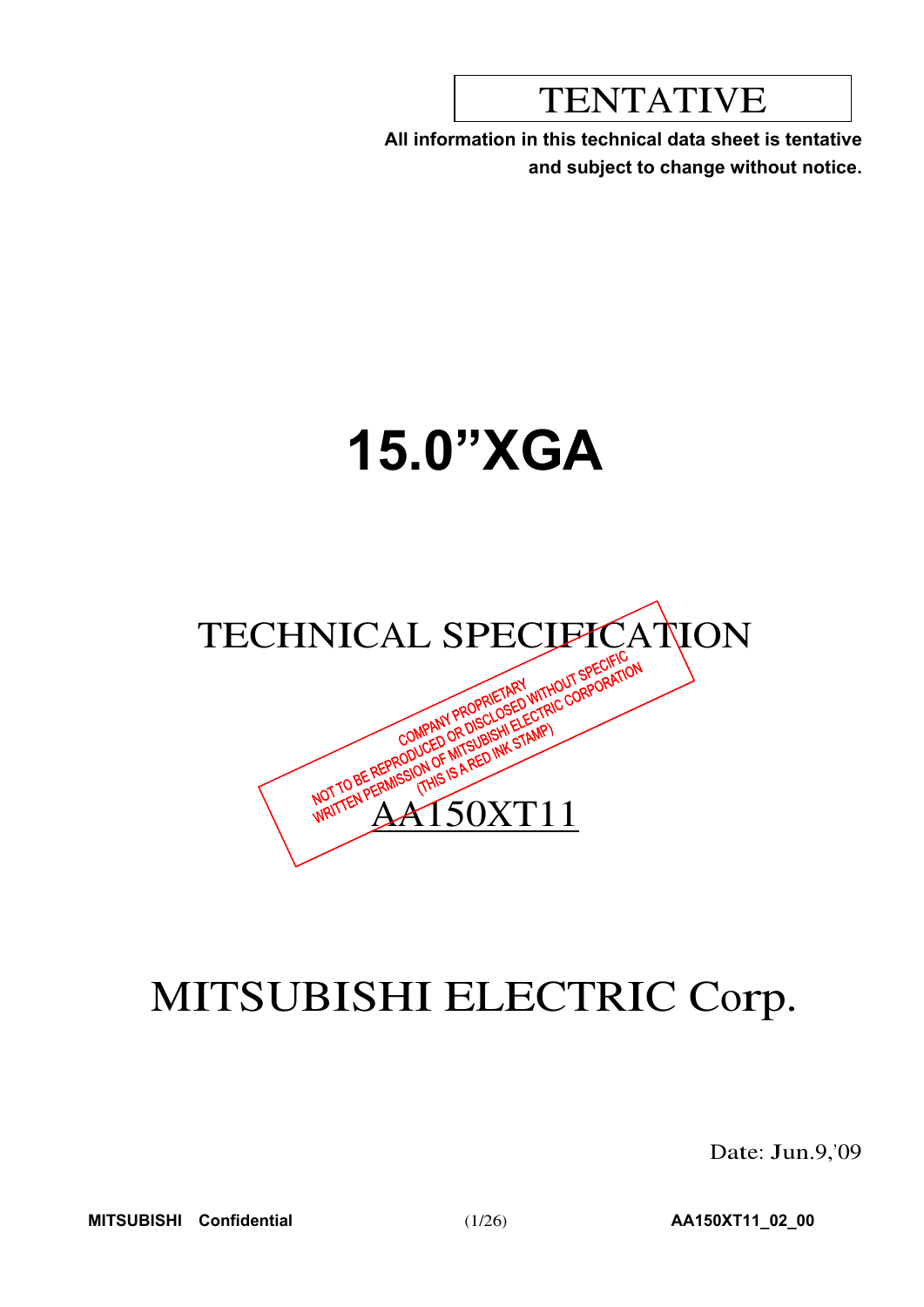TENTATIVE

**All information in this technical data sheet is tentative and subject to change without notice.**

# 15.0”XGA

## TECHNICAL SPECIFICATION

COMPANY PROPRIETARY
NOT TO BE REPRODUCED OR DISCLOSED WITHOUT SPECIFIC WRITTEN PERMISSION OF MITSUBISHI ELECTRIC CORPORATION
(THIS IS A RED INK STAMP)

## AA150XT11

# MITSUBISHI ELECTRIC Corp.

Date: Jun.9,’09

**MITSUBISHI Confidential** **AA150XT11_02_00**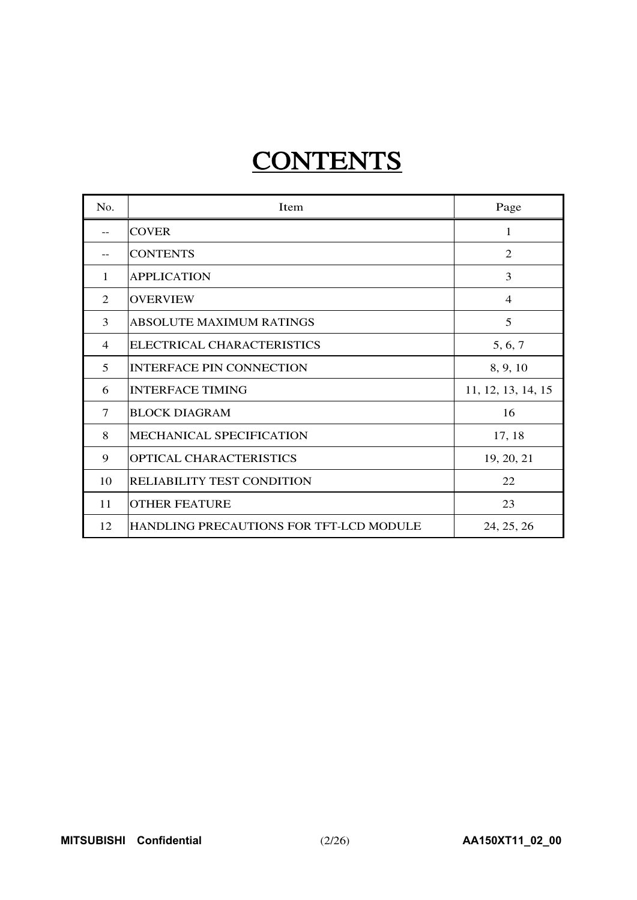# CONTENTS

| No. | Item | Page |
|---|---|---|
| -- | COVER | 1 |
| -- | CONTENTS | 2 |
| 1 | APPLICATION | 3 |
| 2 | OVERVIEW | 4 |
| 3 | ABSOLUTE MAXIMUM RATINGS | 5 |
| 4 | ELECTRICAL CHARACTERISTICS | 5, 6, 7 |
| 5 | INTERFACE PIN CONNECTION | 8, 9, 10 |
| 6 | INTERFACE TIMING | 11, 12, 13, 14, 15 |
| 7 | BLOCK DIAGRAM | 16 |
| 8 | MECHANICAL SPECIFICATION | 17, 18 |
| 9 | OPTICAL CHARACTERISTICS | 19, 20, 21 |
| 10 | RELIABILITY TEST CONDITION | 22 |
| 11 | OTHER FEATURE | 23 |
| 12 | HANDLING PRECAUTIONS FOR TFT-LCD MODULE | 24, 25, 26 |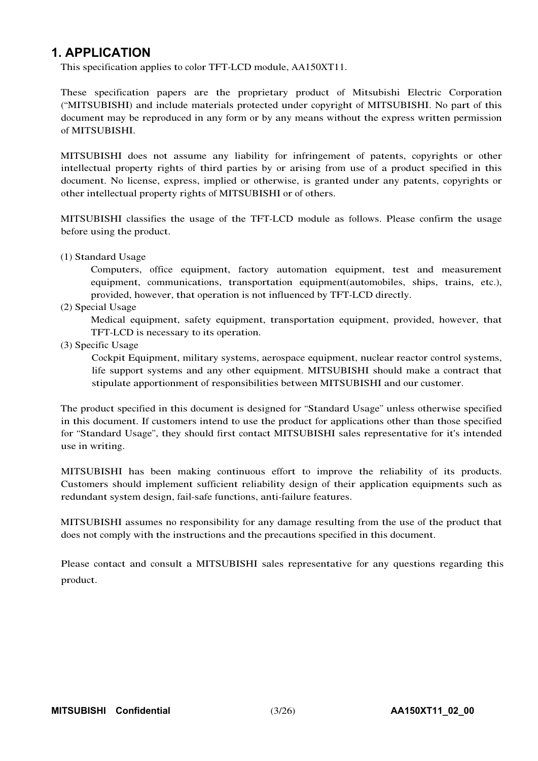# 1. APPLICATION

This specification applies to color TFT-LCD module, AA150XT11.

These specification papers are the proprietary product of Mitsubishi Electric Corporation (“MITSUBISHI) and include materials protected under copyright of MITSUBISHI. No part of this document may be reproduced in any form or by any means without the express written permission of MITSUBISHI.

MITSUBISHI does not assume any liability for infringement of patents, copyrights or other intellectual property rights of third parties by or arising from use of a product specified in this document. No license, express, implied or otherwise, is granted under any patents, copyrights or other intellectual property rights of MITSUBISHI or of others.

MITSUBISHI classifies the usage of the TFT-LCD module as follows. Please confirm the usage before using the product.

(1) Standard Usage

Computers, office equipment, factory automation equipment, test and measurement equipment, communications, transportation equipment(automobiles, ships, trains, etc.), provided, however, that operation is not influenced by TFT-LCD directly.

(2) Special Usage

Medical equipment, safety equipment, transportation equipment, provided, however, that TFT-LCD is necessary to its operation.

(3) Specific Usage

Cockpit Equipment, military systems, aerospace equipment, nuclear reactor control systems, life support systems and any other equipment. MITSUBISHI should make a contract that stipulate apportionment of responsibilities between MITSUBISHI and our customer.

The product specified in this document is designed for “Standard Usage” unless otherwise specified in this document. If customers intend to use the product for applications other than those specified for “Standard Usage”, they should first contact MITSUBISHI sales representative for it's intended use in writing.

MITSUBISHI has been making continuous effort to improve the reliability of its products. Customers should implement sufficient reliability design of their application equipments such as redundant system design, fail-safe functions, anti-failure features.

MITSUBISHI assumes no responsibility for any damage resulting from the use of the product that does not comply with the instructions and the precautions specified in this document.

Please contact and consult a MITSUBISHI sales representative for any questions regarding this product.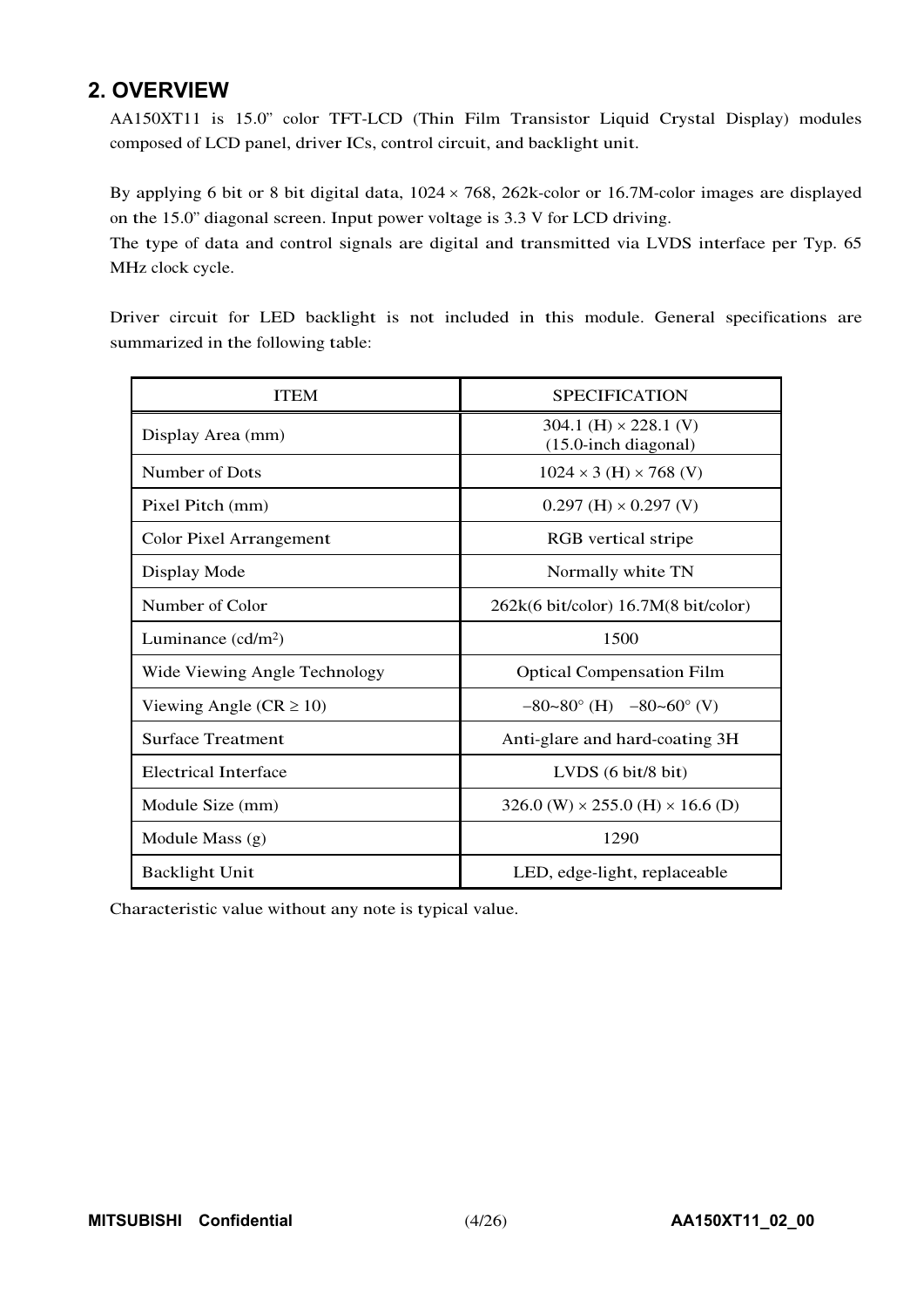## 2. OVERVIEW

AA150XT11 is 15.0” color TFT-LCD (Thin Film Transistor Liquid Crystal Display) modules composed of LCD panel, driver ICs, control circuit, and backlight unit.

By applying 6 bit or 8 bit digital data, 1024 × 768, 262k-color or 16.7M-color images are displayed on the 15.0” diagonal screen. Input power voltage is 3.3 V for LCD driving.
The type of data and control signals are digital and transmitted via LVDS interface per Typ. 65 MHz clock cycle.

Driver circuit for LED backlight is not included in this module. General specifications are summarized in the following table:

| ITEM | SPECIFICATION |
| --- | --- |
| Display Area (mm) | 304.1 (H) × 228.1 (V)<br>(15.0-inch diagonal) |
| Number of Dots | 1024 × 3 (H) × 768 (V) |
| Pixel Pitch (mm) | 0.297 (H) × 0.297 (V) |
| Color Pixel Arrangement | RGB vertical stripe |
| Display Mode | Normally white TN |
| Number of Color | 262k(6 bit/color) 16.7M(8 bit/color) |
| Luminance (cd/m$^2$) | 1500 |
| Wide Viewing Angle Technology | Optical Compensation Film |
| Viewing Angle (CR ≥ 10) | −80~80° (H)   −80~60° (V) |
| Surface Treatment | Anti-glare and hard-coating 3H |
| Electrical Interface | LVDS (6 bit/8 bit) |
| Module Size (mm) | 326.0 (W) × 255.0 (H) × 16.6 (D) |
| Module Mass (g) | 1290 |
| Backlight Unit | LED, edge-light, replaceable |

Characteristic value without any note is typical value.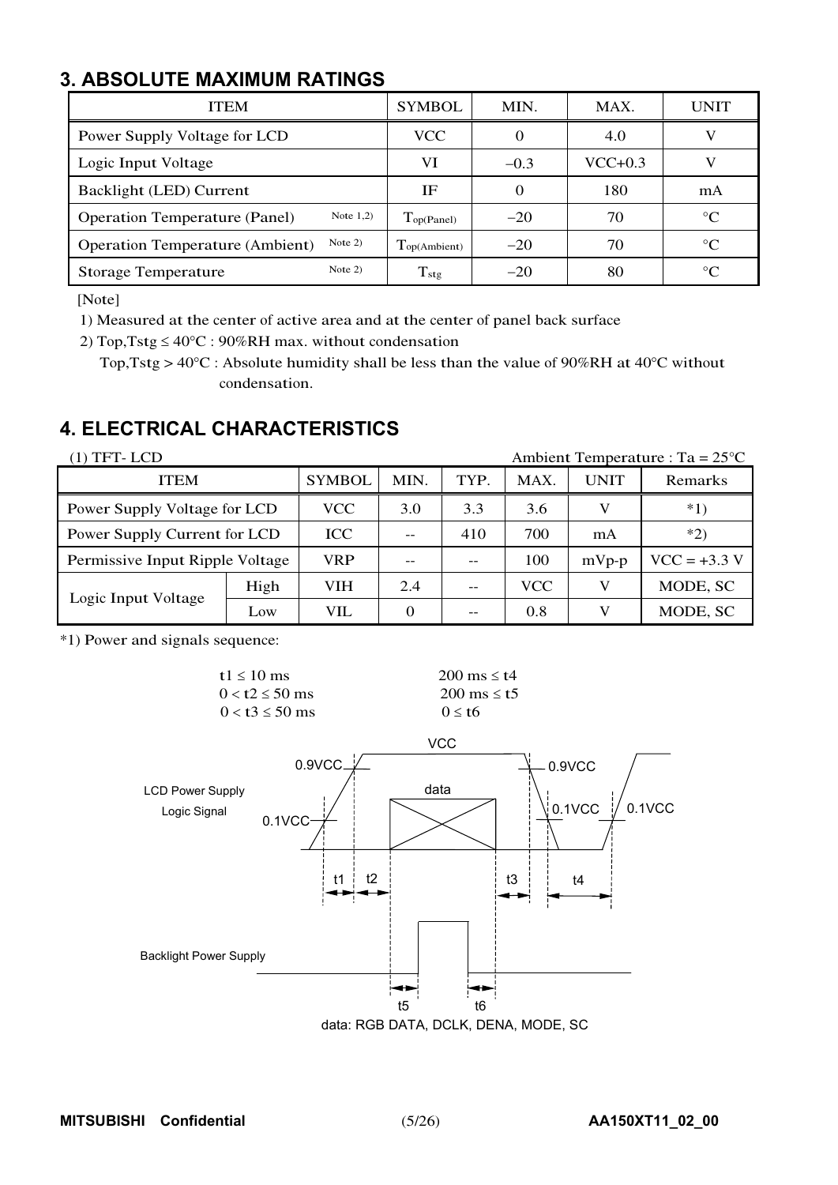## 3. ABSOLUTE MAXIMUM RATINGS

| ITEM | | SYMBOL | MIN. | MAX. | UNIT |
|---|---|---|---|---|---|
| Power Supply Voltage for LCD | | VCC | 0 | 4.0 | V |
| Logic Input Voltage | | VI | −0.3 | VCC+0.3 | V |
| Backlight (LED) Current | | IF | 0 | 180 | mA |
| Operation Temperature (Panel) | Note 1,2) | $T_{op(Panel)}$ | −20 | 70 | °C |
| Operation Temperature (Ambient) | Note 2) | $T_{op(Ambient)}$ | −20 | 70 | °C |
| Storage Temperature | Note 2) | $T_{stg}$ | −20 | 80 | °C |

[Note]

1) Measured at the center of active area and at the center of panel back surface

2) Top,Tstg ≤ 40°C : 90%RH max. without condensation

   Top,Tstg > 40°C : Absolute humidity shall be less than the value of 90%RH at 40°C without condensation.

## 4. ELECTRICAL CHARACTERISTICS

(1) TFT- LCD — Ambient Temperature : Ta = 25°C

| ITEM | | SYMBOL | MIN. | TYP. | MAX. | UNIT | Remarks |
|---|---|---|---|---|---|---|---|
| Power Supply Voltage for LCD | | VCC | 3.0 | 3.3 | 3.6 | V | *1) |
| Power Supply Current for LCD | | ICC | -- | 410 | 700 | mA | *2) |
| Permissive Input Ripple Voltage | | VRP | -- | -- | 100 | mVp-p | VCC = +3.3 V |
| Logic Input Voltage | High | VIH | 2.4 | -- | VCC | V | MODE, SC |
| | Low | VIL | 0 | -- | 0.8 | V | MODE, SC |

*1) Power and signals sequence:

t1 ≤ 10 ms
0 < t2 ≤ 50 ms
0 < t3 ≤ 50 ms

200 ms ≤ t4
200 ms ≤ t5
0 ≤ t6

VCC, 0.9VCC, 0.1VCC, data, LCD Power Supply, Logic Signal, t1, t2, t3, t4, Backlight Power Supply, t5, t6

data: RGB DATA, DCLK, DENA, MODE, SC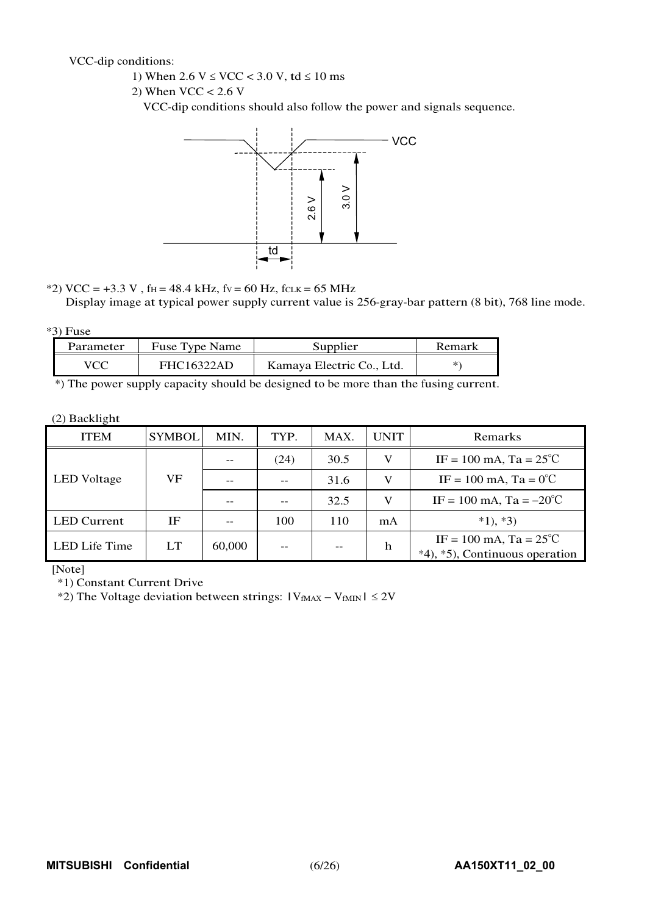VCC-dip conditions:

1) When 2.6 V ≤ VCC < 3.0 V, td ≤ 10 ms

2) When VCC < 2.6 V

VCC-dip conditions should also follow the power and signals sequence.

*2) VCC = +3.3 V , $f_H$ = 48.4 kHz, $f_V$ = 60 Hz, $f_{CLK}$ = 65 MHz

Display image at typical power supply current value is 256-gray-bar pattern (8 bit), 768 line mode.

*3) Fuse

| Parameter | Fuse Type Name | Supplier | Remark |
|---|---|---|---|
| VCC | FHC16322AD | Kamaya Electric Co., Ltd. | *) |

*) The power supply capacity should be designed to be more than the fusing current.

(2) Backlight

| ITEM | SYMBOL | MIN. | TYP. | MAX. | UNIT | Remarks |
|---|---|---|---|---|---|---|
| LED Voltage | VF | -- | (24) | 30.5 | V | IF = 100 mA, Ta = 25℃ |
| | | -- | -- | 31.6 | V | IF = 100 mA, Ta = 0℃ |
| | | -- | -- | 32.5 | V | IF = 100 mA, Ta = −20℃ |
| LED Current | IF | -- | 100 | 110 | mA | *1), *3) |
| LED Life Time | LT | 60,000 | -- | -- | h | IF = 100 mA, Ta = 25℃ *4), *5), Continuous operation |

[Note]

*1) Constant Current Drive

*2) The Voltage deviation between strings: $|V_{fMAX} - V_{fMIN}| \leq 2V$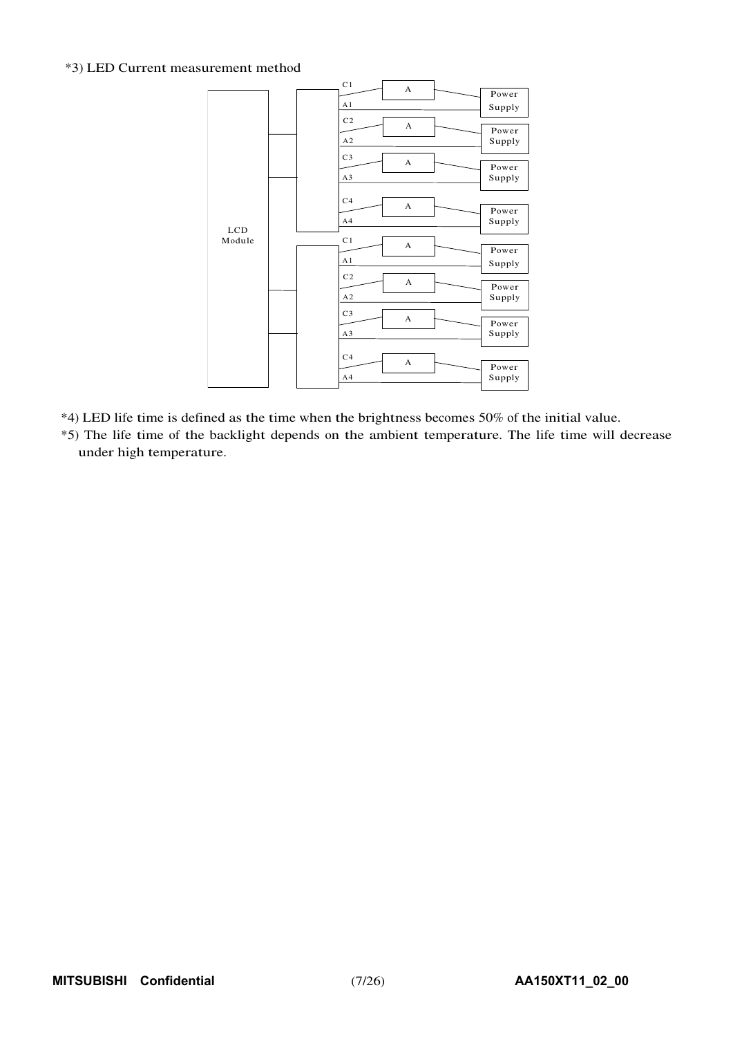*3) LED Current measurement method

LCD Module

C1 A1 C2 A2 C3 A3 C4 A4 — A — Power Supply

C1 A1 C2 A2 C3 A3 C4 A4 — A — Power Supply

*4) LED life time is defined as the time when the brightness becomes 50% of the initial value.

*5) The life time of the backlight depends on the ambient temperature. The life time will decrease under high temperature.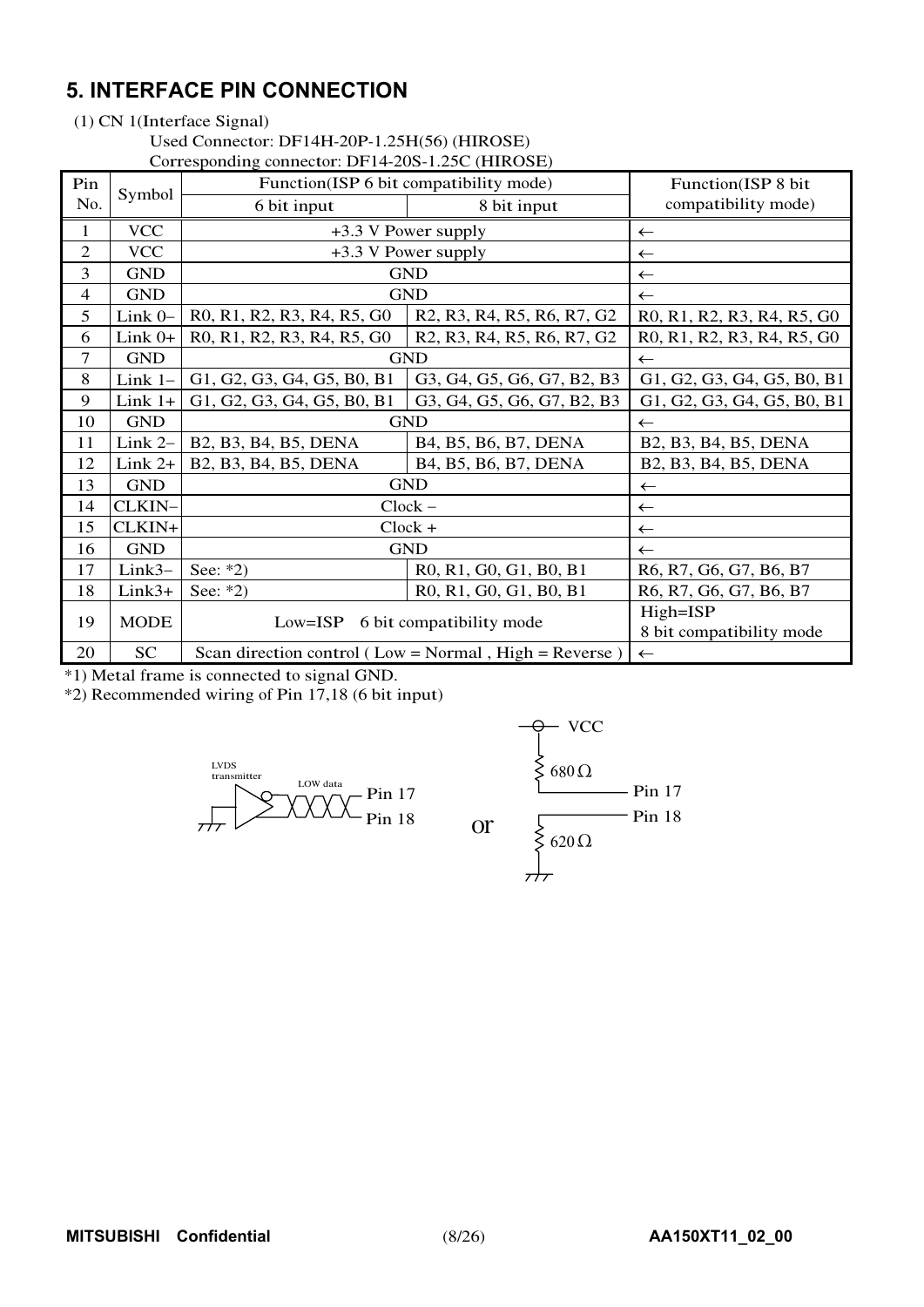## 5. INTERFACE PIN CONNECTION

(1) CN 1(Interface Signal)

Used Connector: DF14H-20P-1.25H(56) (HIROSE)

Corresponding connector: DF14-20S-1.25C (HIROSE)

| Pin No. | Symbol | Function(ISP 6 bit compatibility mode) | | Function(ISP 8 bit compatibility mode) |
|---|---|---|---|---|
| | | 6 bit input | 8 bit input | |
| 1 | VCC | +3.3 V Power supply | | ← |
| 2 | VCC | +3.3 V Power supply | | ← |
| 3 | GND | GND | | ← |
| 4 | GND | GND | | ← |
| 5 | Link 0– | R0, R1, R2, R3, R4, R5, G0 | R2, R3, R4, R5, R6, R7, G2 | R0, R1, R2, R3, R4, R5, G0 |
| 6 | Link 0+ | R0, R1, R2, R3, R4, R5, G0 | R2, R3, R4, R5, R6, R7, G2 | R0, R1, R2, R3, R4, R5, G0 |
| 7 | GND | GND | | ← |
| 8 | Link 1– | G1, G2, G3, G4, G5, B0, B1 | G3, G4, G5, G6, G7, B2, B3 | G1, G2, G3, G4, G5, B0, B1 |
| 9 | Link 1+ | G1, G2, G3, G4, G5, B0, B1 | G3, G4, G5, G6, G7, B2, B3 | G1, G2, G3, G4, G5, B0, B1 |
| 10 | GND | GND | | ← |
| 11 | Link 2– | B2, B3, B4, B5, DENA | B4, B5, B6, B7, DENA | B2, B3, B4, B5, DENA |
| 12 | Link 2+ | B2, B3, B4, B5, DENA | B4, B5, B6, B7, DENA | B2, B3, B4, B5, DENA |
| 13 | GND | GND | | ← |
| 14 | CLKIN– | Clock – | | ← |
| 15 | CLKIN+ | Clock + | | ← |
| 16 | GND | GND | | ← |
| 17 | Link3– | See: *2) | R0, R1, G0, G1, B0, B1 | R6, R7, G6, G7, B6, B7 |
| 18 | Link3+ | See: *2) | R0, R1, G0, G1, B0, B1 | R6, R7, G6, G7, B6, B7 |
| 19 | MODE | Low=ISP 6 bit compatibility mode | | High=ISP 8 bit compatibility mode |
| 20 | SC | Scan direction control ( Low = Normal , High = Reverse ) | | ← |

*1) Metal frame is connected to signal GND.

*2) Recommended wiring of Pin 17,18 (6 bit input)

LVDS transmitter — LOW data — Pin 17, Pin 18

or

VCC — 680 Ω — Pin 17; Pin 18 — 620 Ω — GND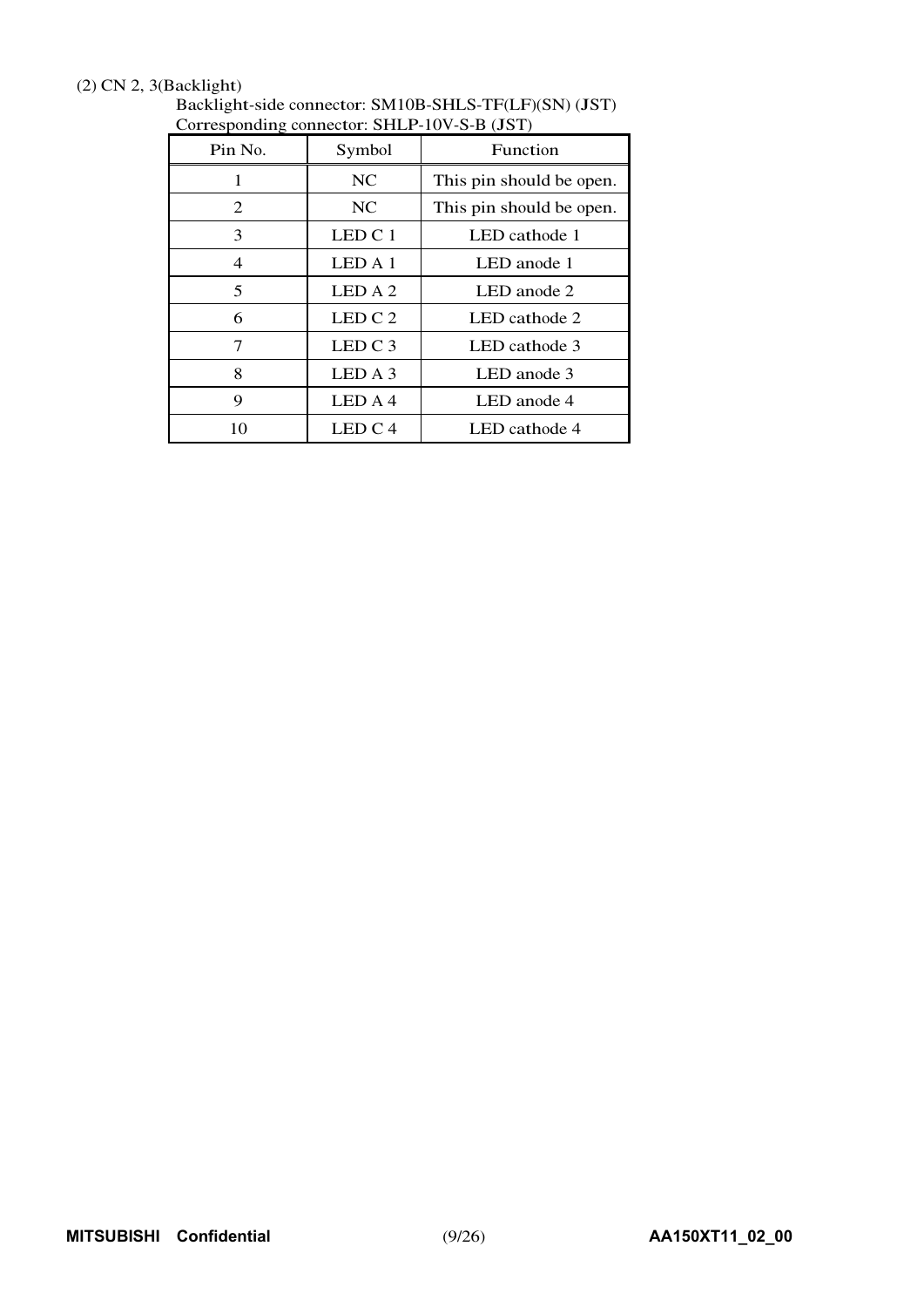(2) CN 2, 3(Backlight)

Backlight-side connector: SM10B-SHLS-TF(LF)(SN) (JST)
Corresponding connector: SHLP-10V-S-B (JST)

| Pin No. | Symbol | Function |
|---|---|---|
| 1 | NC | This pin should be open. |
| 2 | NC | This pin should be open. |
| 3 | LED C 1 | LED cathode 1 |
| 4 | LED A 1 | LED anode 1 |
| 5 | LED A 2 | LED anode 2 |
| 6 | LED C 2 | LED cathode 2 |
| 7 | LED C 3 | LED cathode 3 |
| 8 | LED A 3 | LED anode 3 |
| 9 | LED A 4 | LED anode 4 |
| 10 | LED C 4 | LED cathode 4 |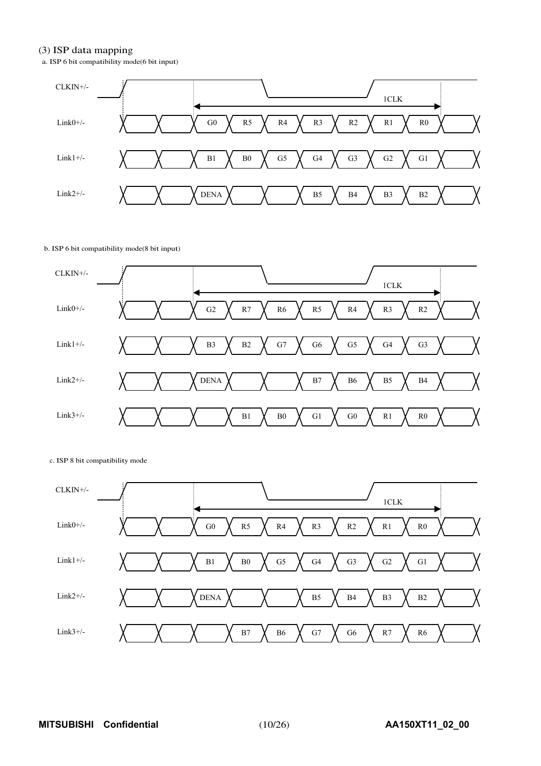### (3) ISP data mapping

a. ISP 6 bit compatibility mode(6 bit input)

| Signal | | | | | | | | | |
|---|---|---|---|---|---|---|---|---|---|
| CLKIN+/- | | | ← | | 1CLK | | | → | |
| Link0+/- | | | G0 | R5 | R4 | R3 | R2 | R1 | R0 |
| Link1+/- | | | B1 | B0 | G5 | G4 | G3 | G2 | G1 |
| Link2+/- | | | DENA | | | B5 | B4 | B3 | B2 |

b. ISP 6 bit compatibility mode(8 bit input)

| Signal | | | | | | | | | |
|---|---|---|---|---|---|---|---|---|---|
| CLKIN+/- | | | ← | | 1CLK | | | → | |
| Link0+/- | | | G2 | R7 | R6 | R5 | R4 | R3 | R2 |
| Link1+/- | | | B3 | B2 | G7 | G6 | G5 | G4 | G3 |
| Link2+/- | | | DENA | | | B7 | B6 | B5 | B4 |
| Link3+/- | | | | B1 | B0 | G1 | G0 | R1 | R0 |

c. ISP 8 bit compatibility mode

| Signal | | | | | | | | | |
|---|---|---|---|---|---|---|---|---|---|
| CLKIN+/- | | | ← | | 1CLK | | | → | |
| Link0+/- | | | G0 | R5 | R4 | R3 | R2 | R1 | R0 |
| Link1+/- | | | B1 | B0 | G5 | G4 | G3 | G2 | G1 |
| Link2+/- | | | DENA | | | B5 | B4 | B3 | B2 |
| Link3+/- | | | | B7 | B6 | G7 | G6 | R7 | R6 |

MITSUBISHI Confidential AA150XT11_02_00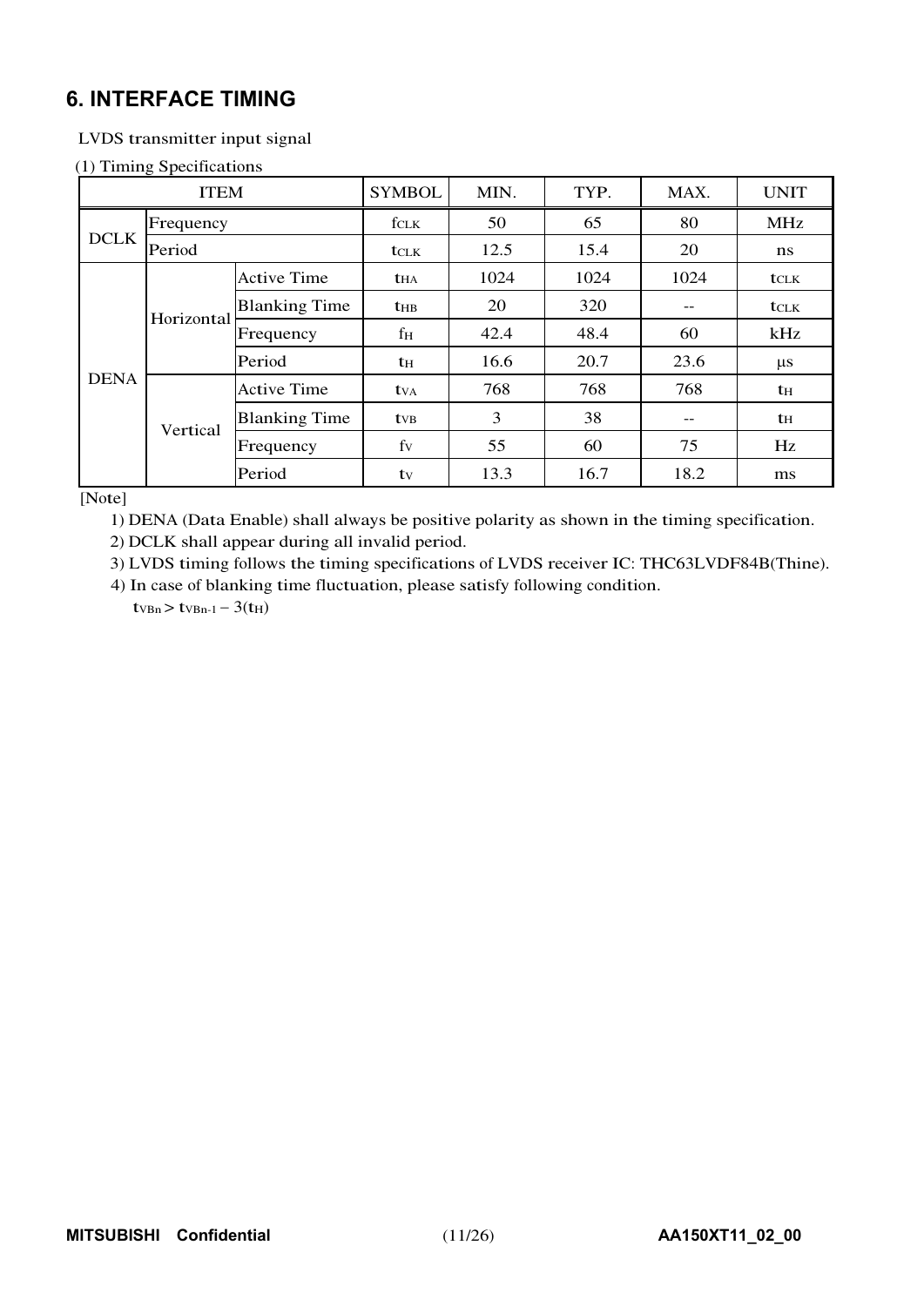## 6. INTERFACE TIMING

LVDS transmitter input signal

(1) Timing Specifications

| ITEM | | | SYMBOL | MIN. | TYP. | MAX. | UNIT |
|---|---|---|---|---|---|---|---|
| DCLK | Frequency | | $f_{CLK}$ | 50 | 65 | 80 | MHz |
| | Period | | $t_{CLK}$ | 12.5 | 15.4 | 20 | ns |
| DENA | Horizontal | Active Time | $t_{HA}$ | 1024 | 1024 | 1024 | $t_{CLK}$ |
| | | Blanking Time | $t_{HB}$ | 20 | 320 | -- | $t_{CLK}$ |
| | | Frequency | $f_H$ | 42.4 | 48.4 | 60 | kHz |
| | | Period | $t_H$ | 16.6 | 20.7 | 23.6 | μs |
| | Vertical | Active Time | $t_{VA}$ | 768 | 768 | 768 | $t_H$ |
| | | Blanking Time | $t_{VB}$ | 3 | 38 | -- | $t_H$ |
| | | Frequency | $f_V$ | 55 | 60 | 75 | Hz |
| | | Period | $t_V$ | 13.3 | 16.7 | 18.2 | ms |

[Note]

1) DENA (Data Enable) shall always be positive polarity as shown in the timing specification.
2) DCLK shall appear during all invalid period.
3) LVDS timing follows the timing specifications of LVDS receiver IC: THC63LVDF84B(Thine).
4) In case of blanking time fluctuation, please satisfy following condition.
   $t_{VBn} > t_{VBn-1} - 3(t_H)$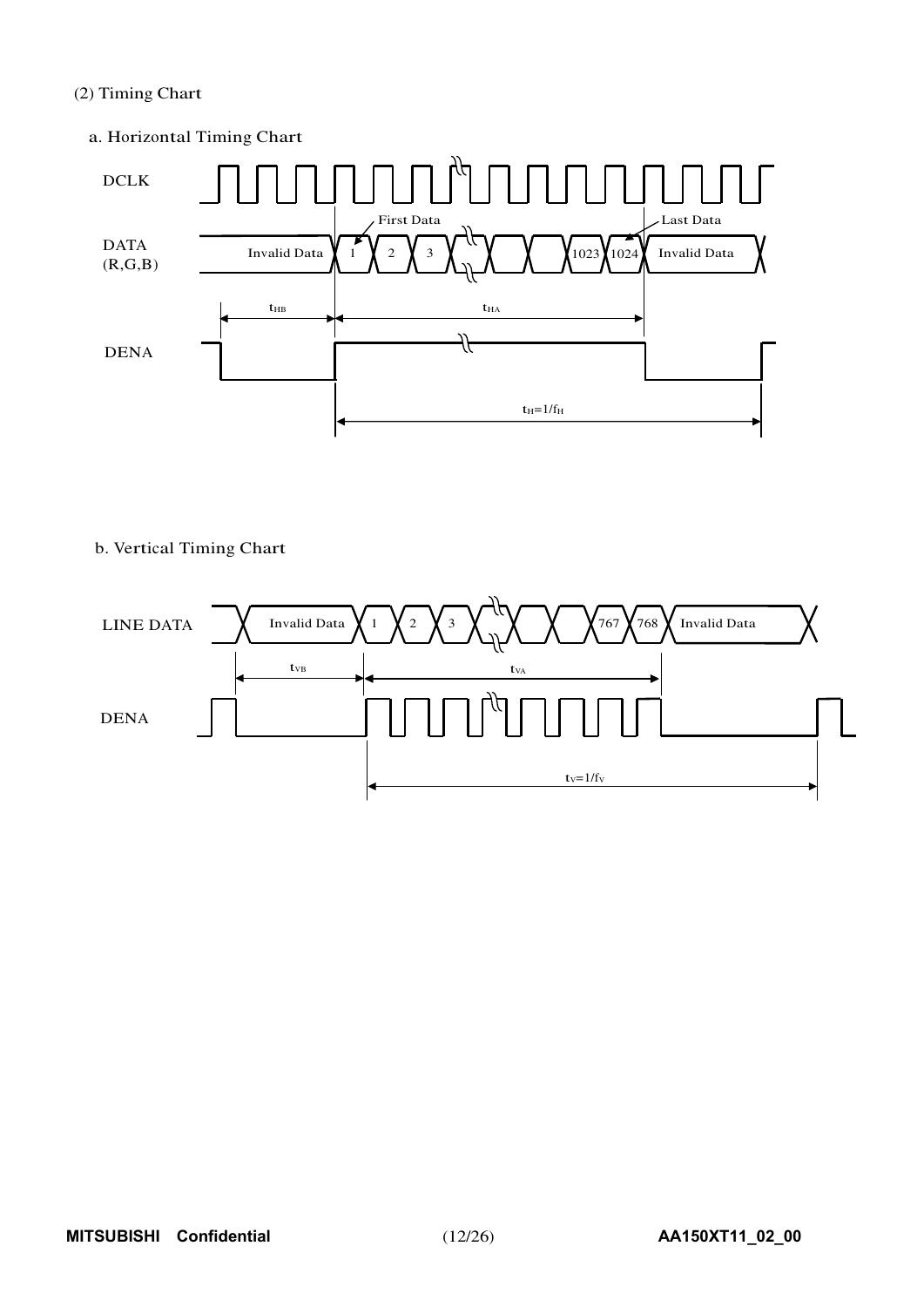(2) Timing Chart

a. Horizontal Timing Chart

DCLK

DATA (R,G,B)

Invalid Data | 1 | 2 | 3 | 1023 | 1024 | Invalid Data

First Data

Last Data

$t_{HB}$

$t_{HA}$

DENA

$t_H=1/f_H$

b. Vertical Timing Chart

LINE DATA

Invalid Data | 1 | 2 | 3 | 767 | 768 | Invalid Data

$t_{VB}$

$t_{VA}$

DENA

$t_V=1/f_V$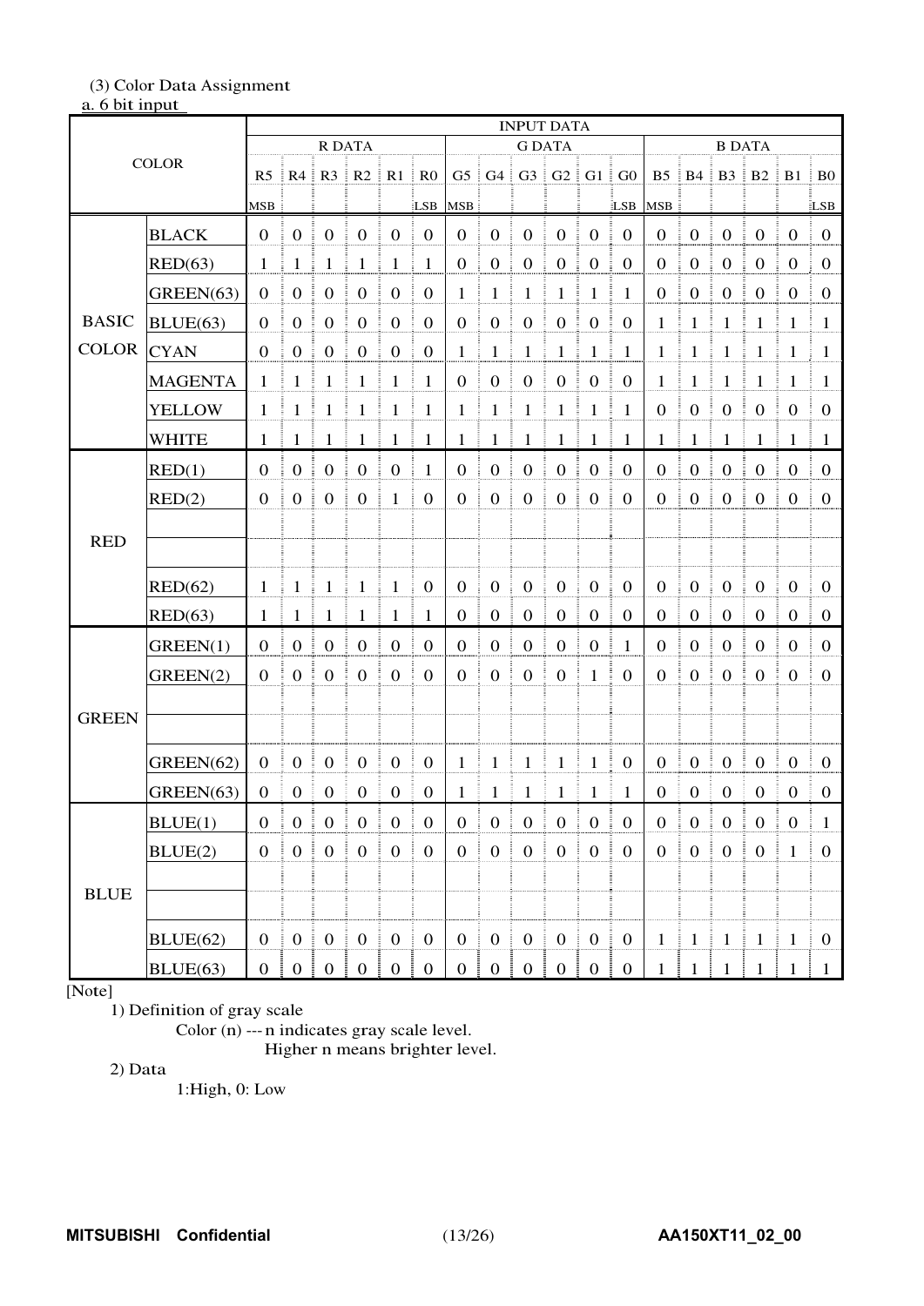(3) Color Data Assignment

a. 6 bit input

| COLOR | | INPUT DATA | | | | | | | | | | | | | | | | | |
|---|---|---|---|---|---|---|---|---|---|---|---|---|---|---|---|---|---|---|---|
| | | R DATA | | | | | | G DATA | | | | | | B DATA | | | | | |
| | | R5 | R4 | R3 | R2 | R1 | R0 | G5 | G4 | G3 | G2 | G1 | G0 | B5 | B4 | B3 | B2 | B1 | B0 |
| | | MSB | | | | | LSB | MSB | | | | | LSB | MSB | | | | | LSB |
| BASIC COLOR | BLACK | 0 | 0 | 0 | 0 | 0 | 0 | 0 | 0 | 0 | 0 | 0 | 0 | 0 | 0 | 0 | 0 | 0 | 0 |
| | RED(63) | 1 | 1 | 1 | 1 | 1 | 1 | 0 | 0 | 0 | 0 | 0 | 0 | 0 | 0 | 0 | 0 | 0 | 0 |
| | GREEN(63) | 0 | 0 | 0 | 0 | 0 | 0 | 1 | 1 | 1 | 1 | 1 | 1 | 0 | 0 | 0 | 0 | 0 | 0 |
| | BLUE(63) | 0 | 0 | 0 | 0 | 0 | 0 | 0 | 0 | 0 | 0 | 0 | 0 | 1 | 1 | 1 | 1 | 1 | 1 |
| | CYAN | 0 | 0 | 0 | 0 | 0 | 0 | 1 | 1 | 1 | 1 | 1 | 1 | 1 | 1 | 1 | 1 | 1 | 1 |
| | MAGENTA | 1 | 1 | 1 | 1 | 1 | 1 | 0 | 0 | 0 | 0 | 0 | 0 | 1 | 1 | 1 | 1 | 1 | 1 |
| | YELLOW | 1 | 1 | 1 | 1 | 1 | 1 | 1 | 1 | 1 | 1 | 1 | 1 | 0 | 0 | 0 | 0 | 0 | 0 |
| | WHITE | 1 | 1 | 1 | 1 | 1 | 1 | 1 | 1 | 1 | 1 | 1 | 1 | 1 | 1 | 1 | 1 | 1 | 1 |
| RED | RED(1) | 0 | 0 | 0 | 0 | 0 | 1 | 0 | 0 | 0 | 0 | 0 | 0 | 0 | 0 | 0 | 0 | 0 | 0 |
| | RED(2) | 0 | 0 | 0 | 0 | 1 | 0 | 0 | 0 | 0 | 0 | 0 | 0 | 0 | 0 | 0 | 0 | 0 | 0 |
| | | | | | | | | | | | | | | | | | | | |
| | | | | | | | | | | | | | | | | | | | |
| | RED(62) | 1 | 1 | 1 | 1 | 1 | 0 | 0 | 0 | 0 | 0 | 0 | 0 | 0 | 0 | 0 | 0 | 0 | 0 |
| | RED(63) | 1 | 1 | 1 | 1 | 1 | 1 | 0 | 0 | 0 | 0 | 0 | 0 | 0 | 0 | 0 | 0 | 0 | 0 |
| GREEN | GREEN(1) | 0 | 0 | 0 | 0 | 0 | 0 | 0 | 0 | 0 | 0 | 0 | 1 | 0 | 0 | 0 | 0 | 0 | 0 |
| | GREEN(2) | 0 | 0 | 0 | 0 | 0 | 0 | 0 | 0 | 0 | 0 | 1 | 0 | 0 | 0 | 0 | 0 | 0 | 0 |
| | | | | | | | | | | | | | | | | | | | |
| | | | | | | | | | | | | | | | | | | | |
| | GREEN(62) | 0 | 0 | 0 | 0 | 0 | 0 | 1 | 1 | 1 | 1 | 1 | 0 | 0 | 0 | 0 | 0 | 0 | 0 |
| | GREEN(63) | 0 | 0 | 0 | 0 | 0 | 0 | 1 | 1 | 1 | 1 | 1 | 1 | 0 | 0 | 0 | 0 | 0 | 0 |
| BLUE | BLUE(1) | 0 | 0 | 0 | 0 | 0 | 0 | 0 | 0 | 0 | 0 | 0 | 0 | 0 | 0 | 0 | 0 | 0 | 1 |
| | BLUE(2) | 0 | 0 | 0 | 0 | 0 | 0 | 0 | 0 | 0 | 0 | 0 | 0 | 0 | 0 | 0 | 0 | 1 | 0 |
| | | | | | | | | | | | | | | | | | | | |
| | | | | | | | | | | | | | | | | | | | |
| | BLUE(62) | 0 | 0 | 0 | 0 | 0 | 0 | 0 | 0 | 0 | 0 | 0 | 0 | 1 | 1 | 1 | 1 | 1 | 0 |
| | BLUE(63) | 0 | 0 | 0 | 0 | 0 | 0 | 0 | 0 | 0 | 0 | 0 | 0 | 1 | 1 | 1 | 1 | 1 | 1 |

[Note]

1) Definition of gray scale

Color (n) --- n indicates gray scale level.
Higher n means brighter level.

2) Data

1:High, 0: Low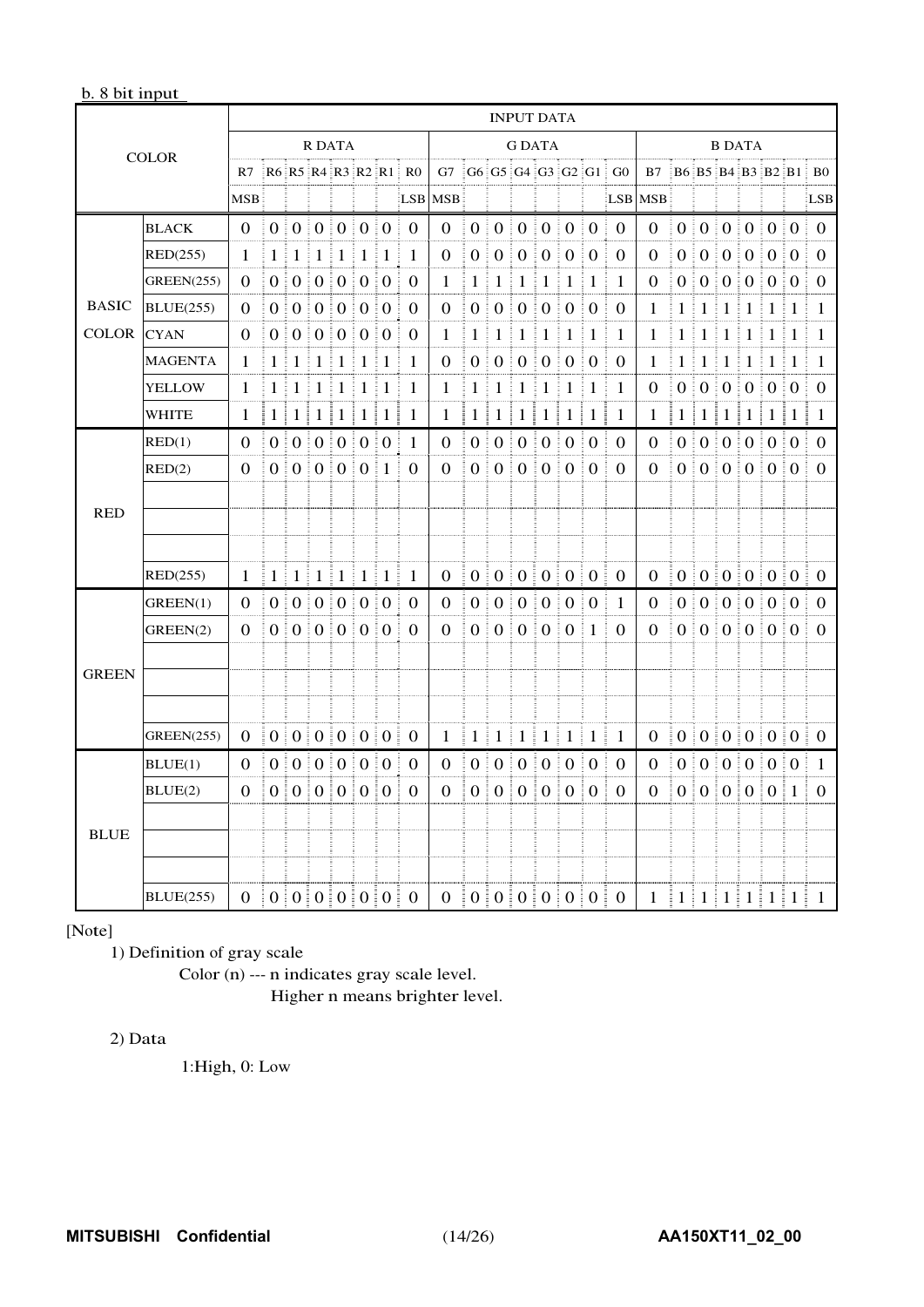b. 8 bit input

| COLOR | | INPUT DATA | | | | | | | | | | | | | | | | | | | | | | | |
|---|---|---|---|---|---|---|---|---|---|---|---|---|---|---|---|---|---|---|---|---|---|---|---|---|---|
| | | R DATA | | | | | | | | G DATA | | | | | | | | B DATA | | | | | | | |
| | | R7 | R6 | R5 | R4 | R3 | R2 | R1 | R0 | G7 | G6 | G5 | G4 | G3 | G2 | G1 | G0 | B7 | B6 | B5 | B4 | B3 | B2 | B1 | B0 |
| | | MSB | | | | | | | LSB | MSB | | | | | | | LSB | MSB | | | | | | | LSB |
| BASIC COLOR | BLACK | 0 | 0 | 0 | 0 | 0 | 0 | 0 | 0 | 0 | 0 | 0 | 0 | 0 | 0 | 0 | 0 | 0 | 0 | 0 | 0 | 0 | 0 | 0 | 0 |
| | RED(255) | 1 | 1 | 1 | 1 | 1 | 1 | 1 | 1 | 0 | 0 | 0 | 0 | 0 | 0 | 0 | 0 | 0 | 0 | 0 | 0 | 0 | 0 | 0 | 0 |
| | GREEN(255) | 0 | 0 | 0 | 0 | 0 | 0 | 0 | 0 | 1 | 1 | 1 | 1 | 1 | 1 | 1 | 1 | 0 | 0 | 0 | 0 | 0 | 0 | 0 | 0 |
| | BLUE(255) | 0 | 0 | 0 | 0 | 0 | 0 | 0 | 0 | 0 | 0 | 0 | 0 | 0 | 0 | 0 | 0 | 1 | 1 | 1 | 1 | 1 | 1 | 1 | 1 |
| | CYAN | 0 | 0 | 0 | 0 | 0 | 0 | 0 | 0 | 1 | 1 | 1 | 1 | 1 | 1 | 1 | 1 | 1 | 1 | 1 | 1 | 1 | 1 | 1 | 1 |
| | MAGENTA | 1 | 1 | 1 | 1 | 1 | 1 | 1 | 1 | 0 | 0 | 0 | 0 | 0 | 0 | 0 | 0 | 1 | 1 | 1 | 1 | 1 | 1 | 1 | 1 |
| | YELLOW | 1 | 1 | 1 | 1 | 1 | 1 | 1 | 1 | 1 | 1 | 1 | 1 | 1 | 1 | 1 | 1 | 0 | 0 | 0 | 0 | 0 | 0 | 0 | 0 |
| | WHITE | 1 | 1 | 1 | 1 | 1 | 1 | 1 | 1 | 1 | 1 | 1 | 1 | 1 | 1 | 1 | 1 | 1 | 1 | 1 | 1 | 1 | 1 | 1 | 1 |
| RED | RED(1) | 0 | 0 | 0 | 0 | 0 | 0 | 0 | 1 | 0 | 0 | 0 | 0 | 0 | 0 | 0 | 0 | 0 | 0 | 0 | 0 | 0 | 0 | 0 | 0 |
| | RED(2) | 0 | 0 | 0 | 0 | 0 | 0 | 1 | 0 | 0 | 0 | 0 | 0 | 0 | 0 | 0 | 0 | 0 | 0 | 0 | 0 | 0 | 0 | 0 | 0 |
| | | | | | | | | | | | | | | | | | | | | | | | | | |
| | | | | | | | | | | | | | | | | | | | | | | | | | |
| | | | | | | | | | | | | | | | | | | | | | | | | | |
| | RED(255) | 1 | 1 | 1 | 1 | 1 | 1 | 1 | 1 | 0 | 0 | 0 | 0 | 0 | 0 | 0 | 0 | 0 | 0 | 0 | 0 | 0 | 0 | 0 | 0 |
| GREEN | GREEN(1) | 0 | 0 | 0 | 0 | 0 | 0 | 0 | 0 | 0 | 0 | 0 | 0 | 0 | 0 | 0 | 1 | 0 | 0 | 0 | 0 | 0 | 0 | 0 | 0 |
| | GREEN(2) | 0 | 0 | 0 | 0 | 0 | 0 | 0 | 0 | 0 | 0 | 0 | 0 | 0 | 0 | 1 | 0 | 0 | 0 | 0 | 0 | 0 | 0 | 0 | 0 |
| | | | | | | | | | | | | | | | | | | | | | | | | | |
| | | | | | | | | | | | | | | | | | | | | | | | | | |
| | | | | | | | | | | | | | | | | | | | | | | | | | |
| | GREEN(255) | 0 | 0 | 0 | 0 | 0 | 0 | 0 | 0 | 1 | 1 | 1 | 1 | 1 | 1 | 1 | 1 | 0 | 0 | 0 | 0 | 0 | 0 | 0 | 0 |
| BLUE | BLUE(1) | 0 | 0 | 0 | 0 | 0 | 0 | 0 | 0 | 0 | 0 | 0 | 0 | 0 | 0 | 0 | 0 | 0 | 0 | 0 | 0 | 0 | 0 | 0 | 1 |
| | BLUE(2) | 0 | 0 | 0 | 0 | 0 | 0 | 0 | 0 | 0 | 0 | 0 | 0 | 0 | 0 | 0 | 0 | 0 | 0 | 0 | 0 | 0 | 0 | 1 | 0 |
| | | | | | | | | | | | | | | | | | | | | | | | | | |
| | | | | | | | | | | | | | | | | | | | | | | | | | |
| | | | | | | | | | | | | | | | | | | | | | | | | | |
| | BLUE(255) | 0 | 0 | 0 | 0 | 0 | 0 | 0 | 0 | 0 | 0 | 0 | 0 | 0 | 0 | 0 | 0 | 1 | 1 | 1 | 1 | 1 | 1 | 1 | 1 |

[Note]

1) Definition of gray scale

Color (n) --- n indicates gray scale level.
Higher n means brighter level.

2) Data

1:High, 0: Low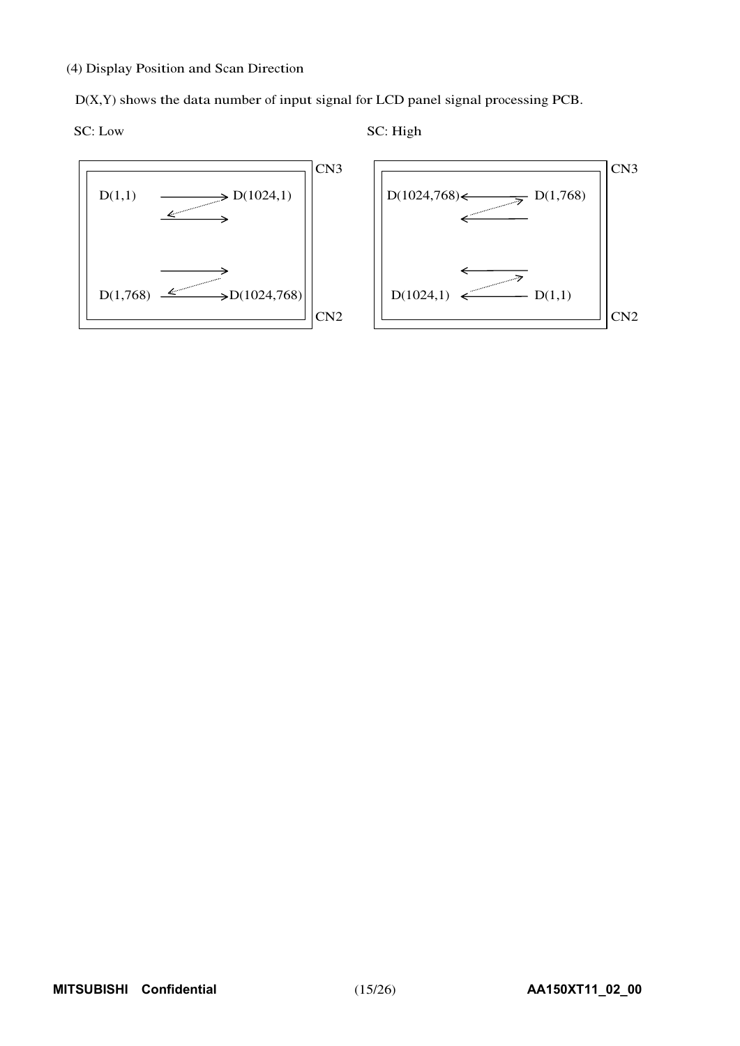(4) Display Position and Scan Direction

D(X,Y) shows the data number of input signal for LCD panel signal processing PCB.

SC: Low

| D(1,1) → D(1024,1) | CN3 |
|---|---|
| D(1,768) → D(1024,768) | CN2 |

SC: High

| D(1024,768) ← D(1,768) | CN3 |
|---|---|
| D(1024,1) ← D(1,1) | CN2 |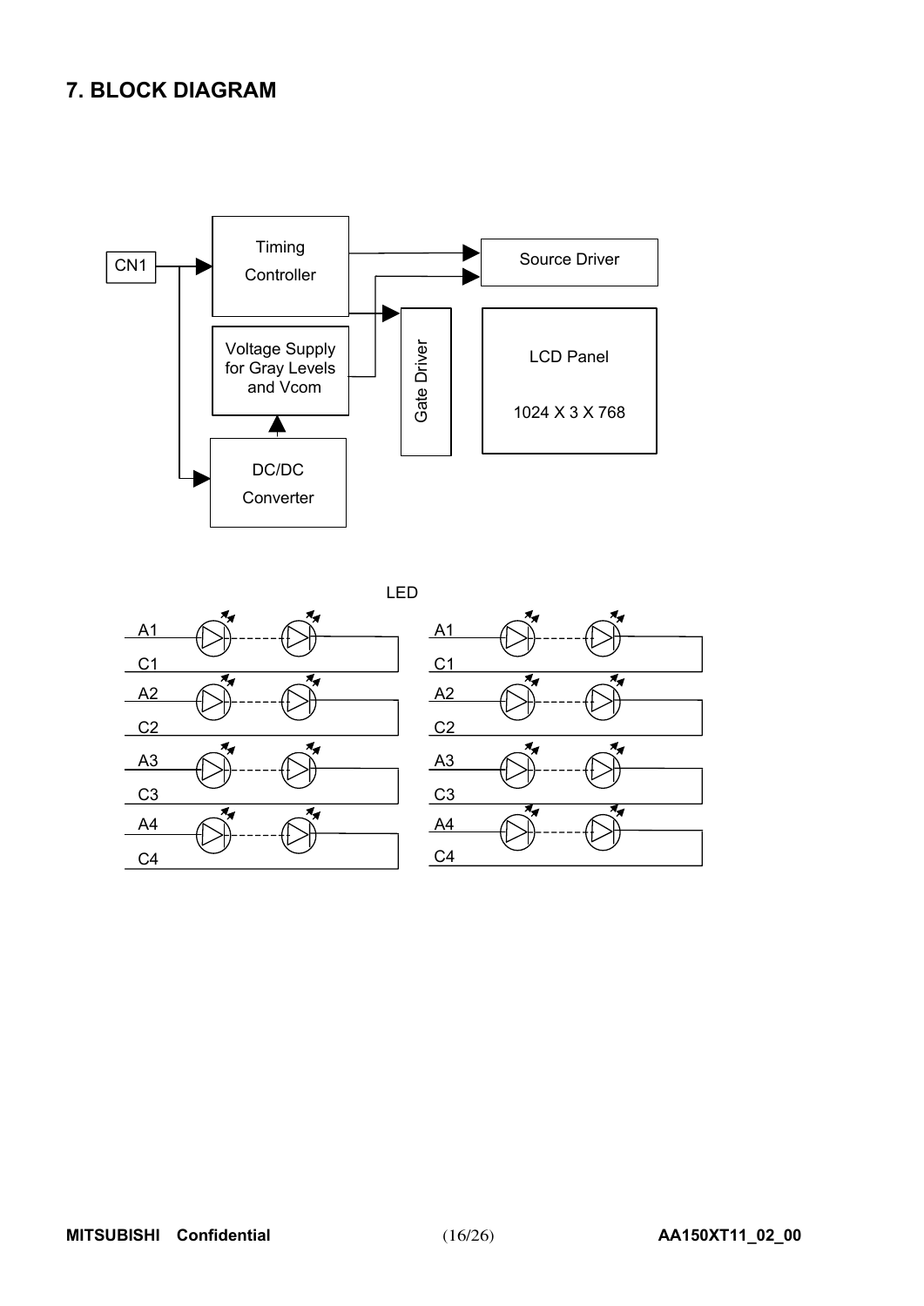# 7. BLOCK DIAGRAM

CN1

Timing Controller

Source Driver

Voltage Supply for Gray Levels and Vcom

Gate Driver

LCD Panel

1024 X 3 X 768

DC/DC Converter

LED

A1
C1
A2
C2
A3
C3
A4
C4

A1
C1
A2
C2
A3
C3
A4
C4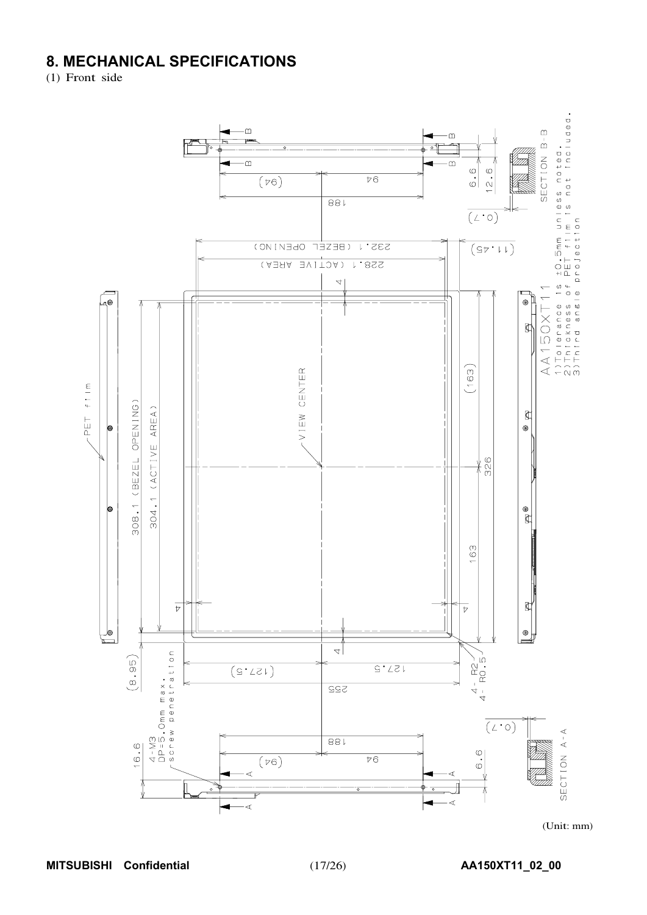# 8. MECHANICAL SPECIFICATIONS

(1) Front side

AA150XT11

1) Tolerance is ±0.5mm unless noted.
2) Thickness of PET film is not included.
3) Third angle projection

(Unit: mm)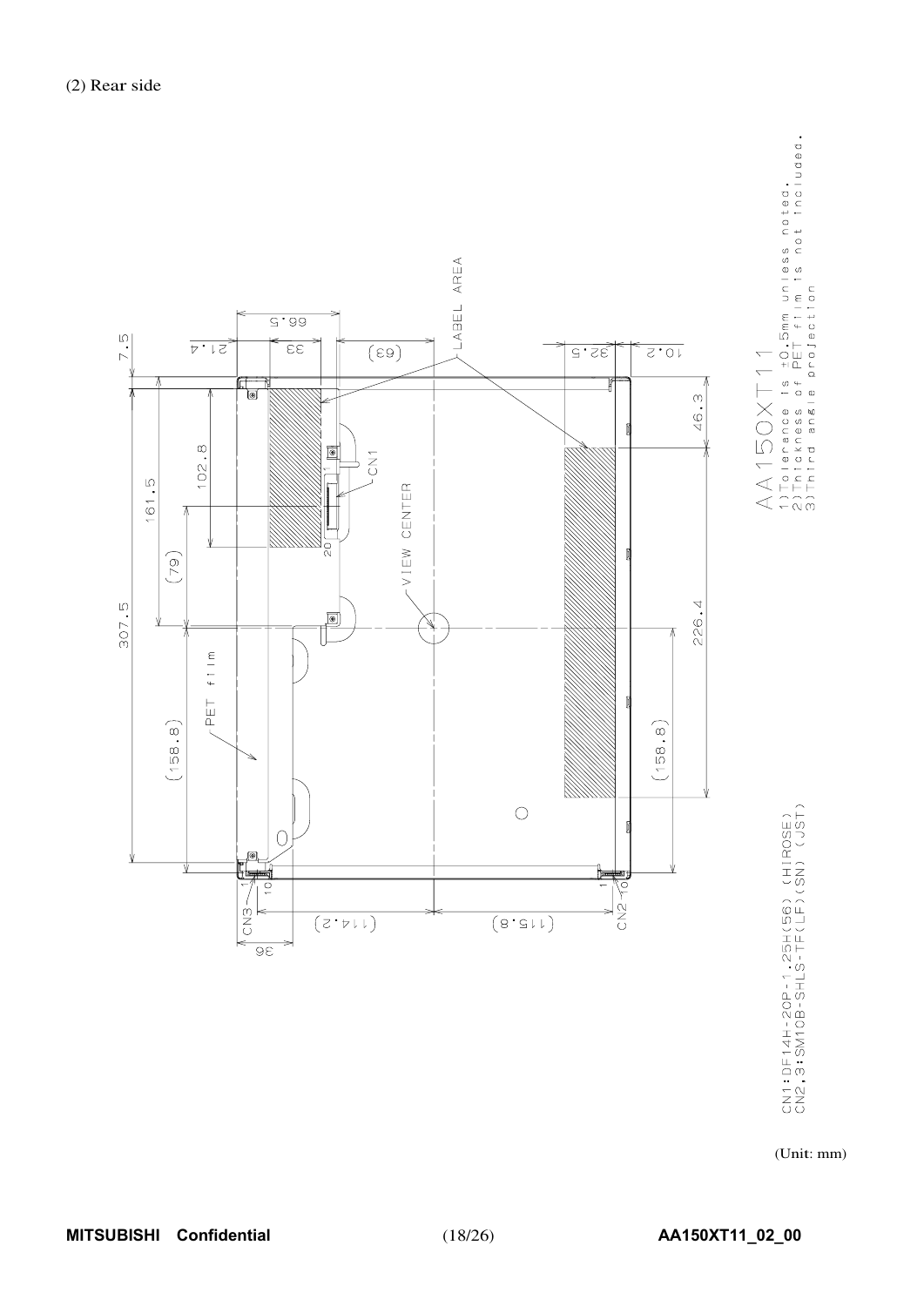(2) Rear side

AA150XT11

1) Tolerance is ±0.5mm unless noted.
2) Thickness of PET film is not included.
3) Third angle projection

CN1:DF14H-20P-1.25H(56) (HIROSE)
CN2,3:SM10B-SHLS-TF(LF)(SN) (JST)

(Unit: mm)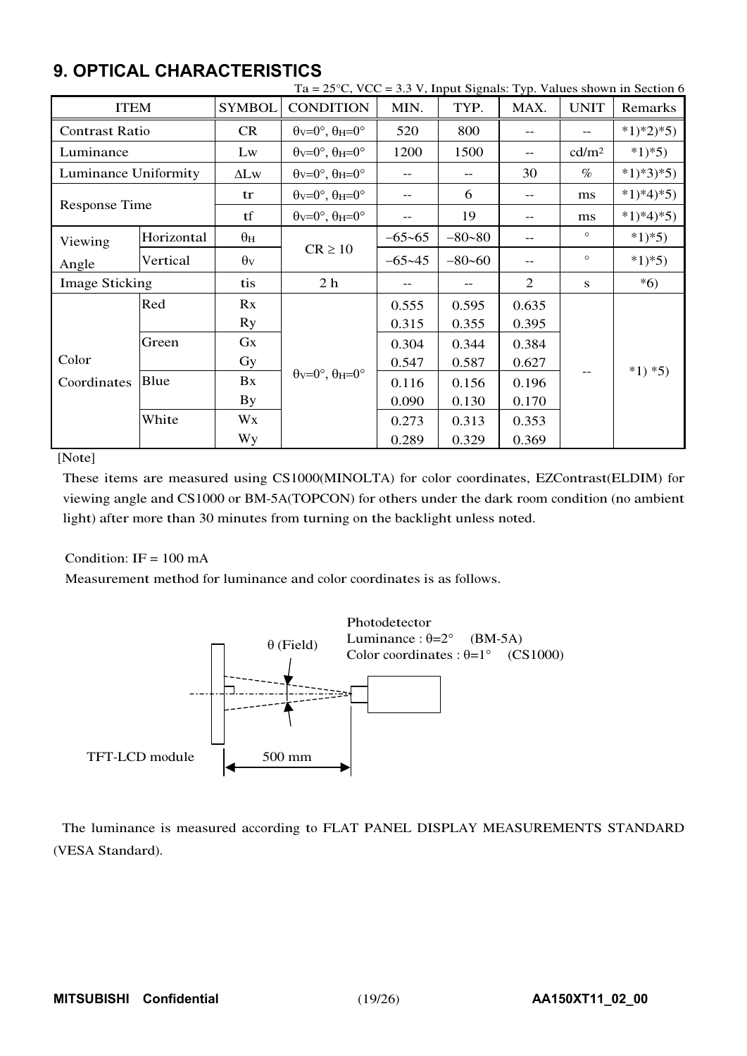## 9. OPTICAL CHARACTERISTICS

Ta = 25°C, VCC = 3.3 V, Input Signals: Typ. Values shown in Section 6

| ITEM | | SYMBOL | CONDITION | MIN. | TYP. | MAX. | UNIT | Remarks |
|---|---|---|---|---|---|---|---|---|
| Contrast Ratio | | CR | $\theta_V$=0°, $\theta_H$=0° | 520 | 800 | -- | -- | *1)*2)*5) |
| Luminance | | Lw | $\theta_V$=0°, $\theta_H$=0° | 1200 | 1500 | -- | cd/m² | *1)*5) |
| Luminance Uniformity | | ΔLw | $\theta_V$=0°, $\theta_H$=0° | -- | -- | 30 | % | *1)*3)*5) |
| Response Time | | tr | $\theta_V$=0°, $\theta_H$=0° | -- | 6 | -- | ms | *1)*4)*5) |
| | | tf | $\theta_V$=0°, $\theta_H$=0° | -- | 19 | -- | ms | *1)*4)*5) |
| Viewing Angle | Horizontal | $\theta_H$ | CR ≥ 10 | −65~65 | −80~80 | -- | ° | *1)*5) |
| | Vertical | $\theta_V$ | | −65~45 | −80~60 | -- | ° | *1)*5) |
| Image Sticking | | tis | 2 h | -- | -- | 2 | s | *6) |
| Color Coordinates | Red | Rx | $\theta_V$=0°, $\theta_H$=0° | 0.555 | 0.595 | 0.635 | -- | *1) *5) |
| | | Ry | | 0.315 | 0.355 | 0.395 | | |
| | Green | Gx | | 0.304 | 0.344 | 0.384 | | |
| | | Gy | | 0.547 | 0.587 | 0.627 | | |
| | Blue | Bx | | 0.116 | 0.156 | 0.196 | | |
| | | By | | 0.090 | 0.130 | 0.170 | | |
| | White | Wx | | 0.273 | 0.313 | 0.353 | | |
| | | Wy | | 0.289 | 0.329 | 0.369 | | |

[Note]

These items are measured using CS1000(MINOLTA) for color coordinates, EZContrast(ELDIM) for viewing angle and CS1000 or BM-5A(TOPCON) for others under the dark room condition (no ambient light) after more than 30 minutes from turning on the backlight unless noted.

Condition: IF = 100 mA

Measurement method for luminance and color coordinates is as follows.

Photodetector
Luminance : θ=2° (BM-5A)
Color coordinates : θ=1° (CS1000)

θ (Field)

TFT-LCD module — 500 mm

The luminance is measured according to FLAT PANEL DISPLAY MEASUREMENTS STANDARD (VESA Standard).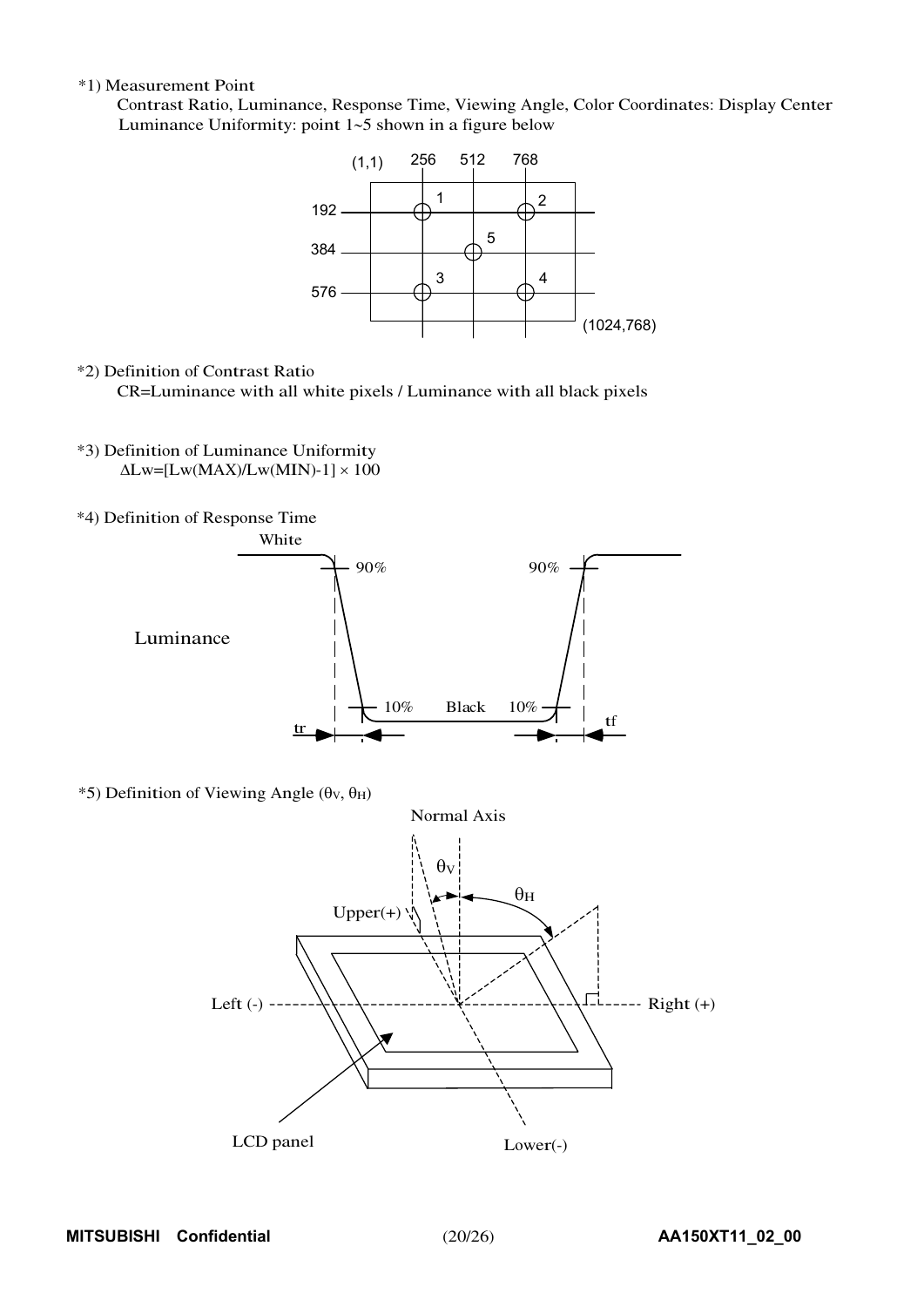*1) Measurement Point

Contrast Ratio, Luminance, Response Time, Viewing Angle, Color Coordinates: Display Center

Luminance Uniformity: point 1~5 shown in a figure below

*2) Definition of Contrast Ratio

CR=Luminance with all white pixels / Luminance with all black pixels

*3) Definition of Luminance Uniformity

$\Delta Lw=[Lw(MAX)/Lw(MIN)-1] \times 100$

*4) Definition of Response Time

*5) Definition of Viewing Angle ($\theta_V$, $\theta_H$)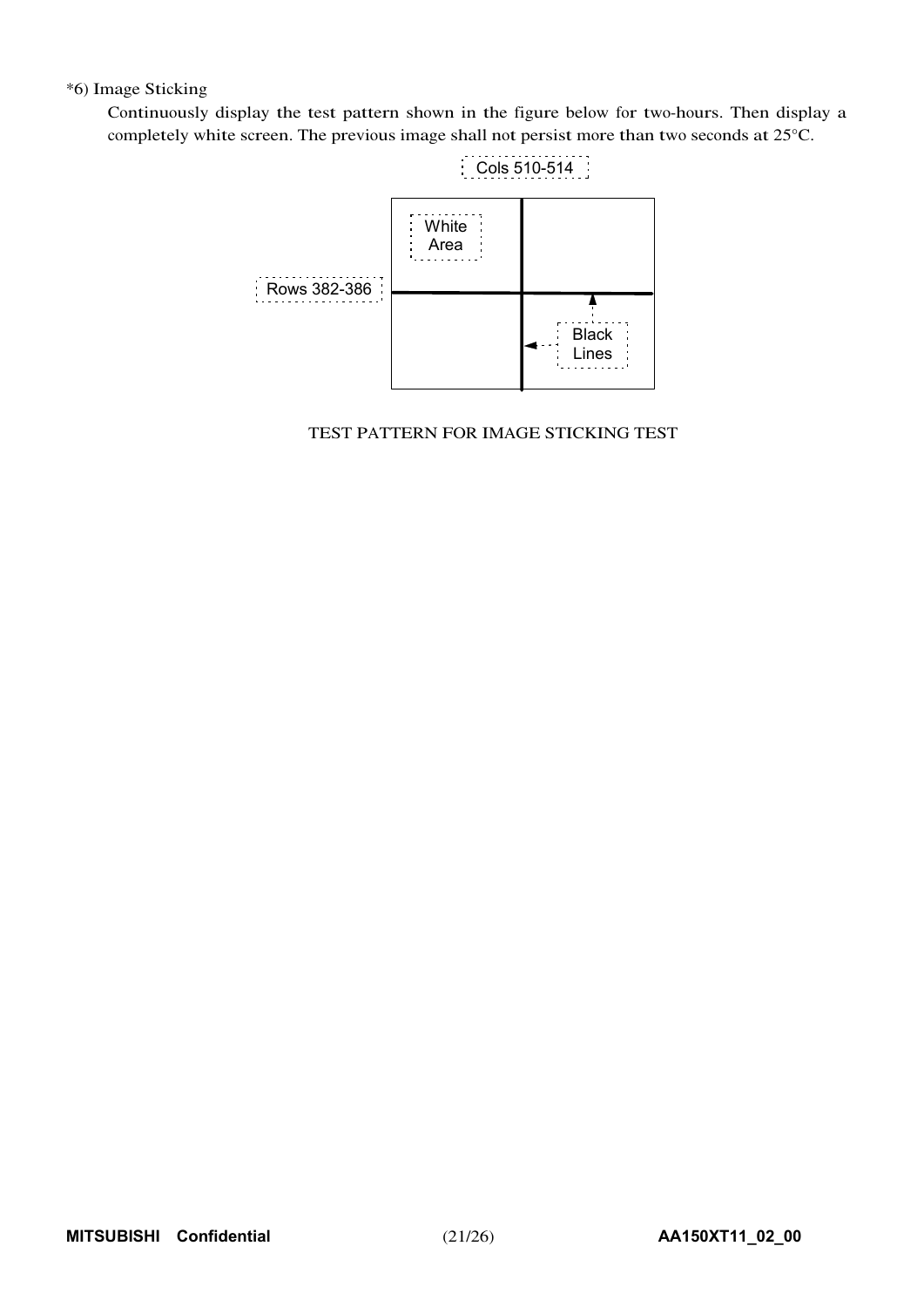*6) Image Sticking

Continuously display the test pattern shown in the figure below for two-hours. Then display a completely white screen. The previous image shall not persist more than two seconds at 25°C.

Cols 510-514

White Area

Rows 382-386

Black Lines

TEST PATTERN FOR IMAGE STICKING TEST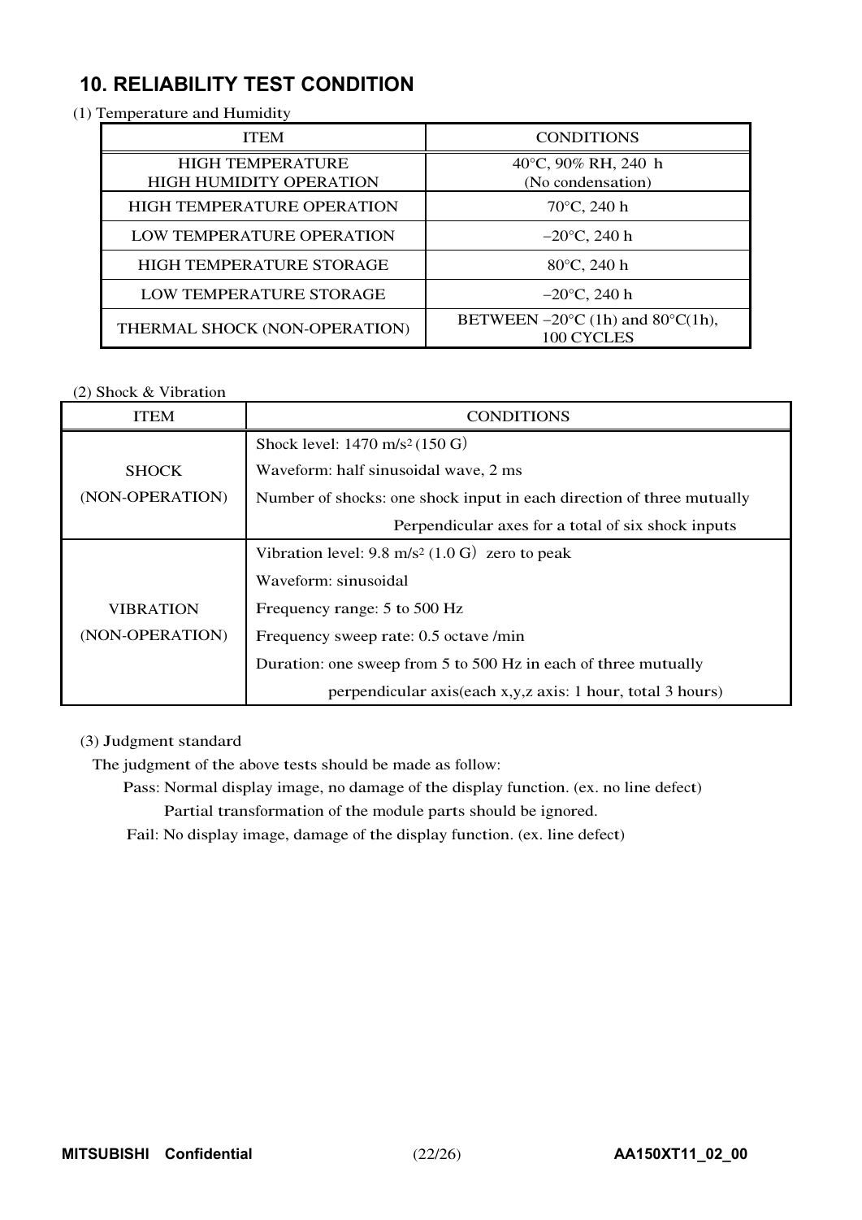## 10. RELIABILITY TEST CONDITION

(1) Temperature and Humidity

| ITEM | CONDITIONS |
|---|---|
| HIGH TEMPERATURE HIGH HUMIDITY OPERATION | 40°C, 90% RH, 240 h (No condensation) |
| HIGH TEMPERATURE OPERATION | 70°C, 240 h |
| LOW TEMPERATURE OPERATION | −20°C, 240 h |
| HIGH TEMPERATURE STORAGE | 80°C, 240 h |
| LOW TEMPERATURE STORAGE | −20°C, 240 h |
| THERMAL SHOCK (NON-OPERATION) | BETWEEN −20°C (1h) and 80°C(1h), 100 CYCLES |

(2) Shock & Vibration

| ITEM | CONDITIONS |
|---|---|
| SHOCK (NON-OPERATION) | Shock level: 1470 $m/s^2$ (150 G)<br>Waveform: half sinusoidal wave, 2 ms<br>Number of shocks: one shock input in each direction of three mutually Perpendicular axes for a total of six shock inputs |
| VIBRATION (NON-OPERATION) | Vibration level: 9.8 $m/s^2$ (1.0 G) zero to peak<br>Waveform: sinusoidal<br>Frequency range: 5 to 500 Hz<br>Frequency sweep rate: 0.5 octave /min<br>Duration: one sweep from 5 to 500 Hz in each of three mutually perpendicular axis(each x,y,z axis: 1 hour, total 3 hours) |

(3) Judgment standard

The judgment of the above tests should be made as follow:

Pass: Normal display image, no damage of the display function. (ex. no line defect)
Partial transformation of the module parts should be ignored.

Fail: No display image, damage of the display function. (ex. line defect)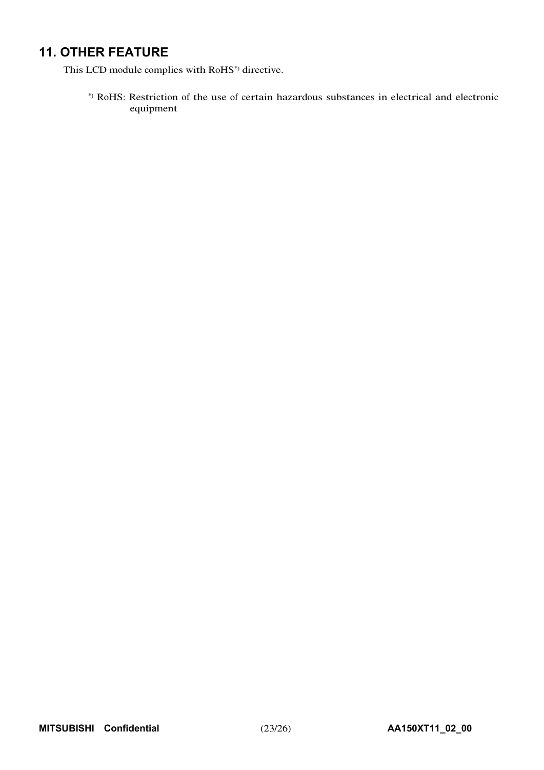## 11. OTHER FEATURE

This LCD module complies with RoHS*) directive.

*) RoHS: Restriction of the use of certain hazardous substances in electrical and electronic equipment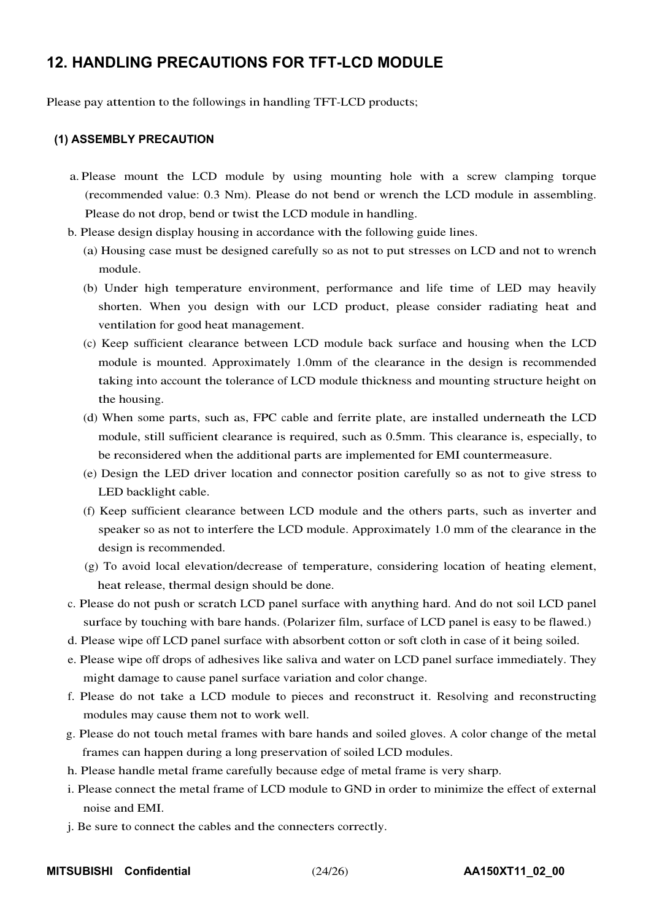## 12. HANDLING PRECAUTIONS FOR TFT-LCD MODULE

Please pay attention to the followings in handling TFT-LCD products;

### (1) ASSEMBLY PRECAUTION

a. Please mount the LCD module by using mounting hole with a screw clamping torque (recommended value: 0.3 Nm). Please do not bend or wrench the LCD module in assembling. Please do not drop, bend or twist the LCD module in handling.

b. Please design display housing in accordance with the following guide lines.

   (a) Housing case must be designed carefully so as not to put stresses on LCD and not to wrench module.

   (b) Under high temperature environment, performance and life time of LED may heavily shorten. When you design with our LCD product, please consider radiating heat and ventilation for good heat management.

   (c) Keep sufficient clearance between LCD module back surface and housing when the LCD module is mounted. Approximately 1.0mm of the clearance in the design is recommended taking into account the tolerance of LCD module thickness and mounting structure height on the housing.

   (d) When some parts, such as, FPC cable and ferrite plate, are installed underneath the LCD module, still sufficient clearance is required, such as 0.5mm. This clearance is, especially, to be reconsidered when the additional parts are implemented for EMI countermeasure.

   (e) Design the LED driver location and connector position carefully so as not to give stress to LED backlight cable.

   (f) Keep sufficient clearance between LCD module and the others parts, such as inverter and speaker so as not to interfere the LCD module. Approximately 1.0 mm of the clearance in the design is recommended.

   (g) To avoid local elevation/decrease of temperature, considering location of heating element, heat release, thermal design should be done.

c. Please do not push or scratch LCD panel surface with anything hard. And do not soil LCD panel surface by touching with bare hands. (Polarizer film, surface of LCD panel is easy to be flawed.)

d. Please wipe off LCD panel surface with absorbent cotton or soft cloth in case of it being soiled.

e. Please wipe off drops of adhesives like saliva and water on LCD panel surface immediately. They might damage to cause panel surface variation and color change.

f. Please do not take a LCD module to pieces and reconstruct it. Resolving and reconstructing modules may cause them not to work well.

g. Please do not touch metal frames with bare hands and soiled gloves. A color change of the metal frames can happen during a long preservation of soiled LCD modules.

h. Please handle metal frame carefully because edge of metal frame is very sharp.

i. Please connect the metal frame of LCD module to GND in order to minimize the effect of external noise and EMI.

j. Be sure to connect the cables and the connecters correctly.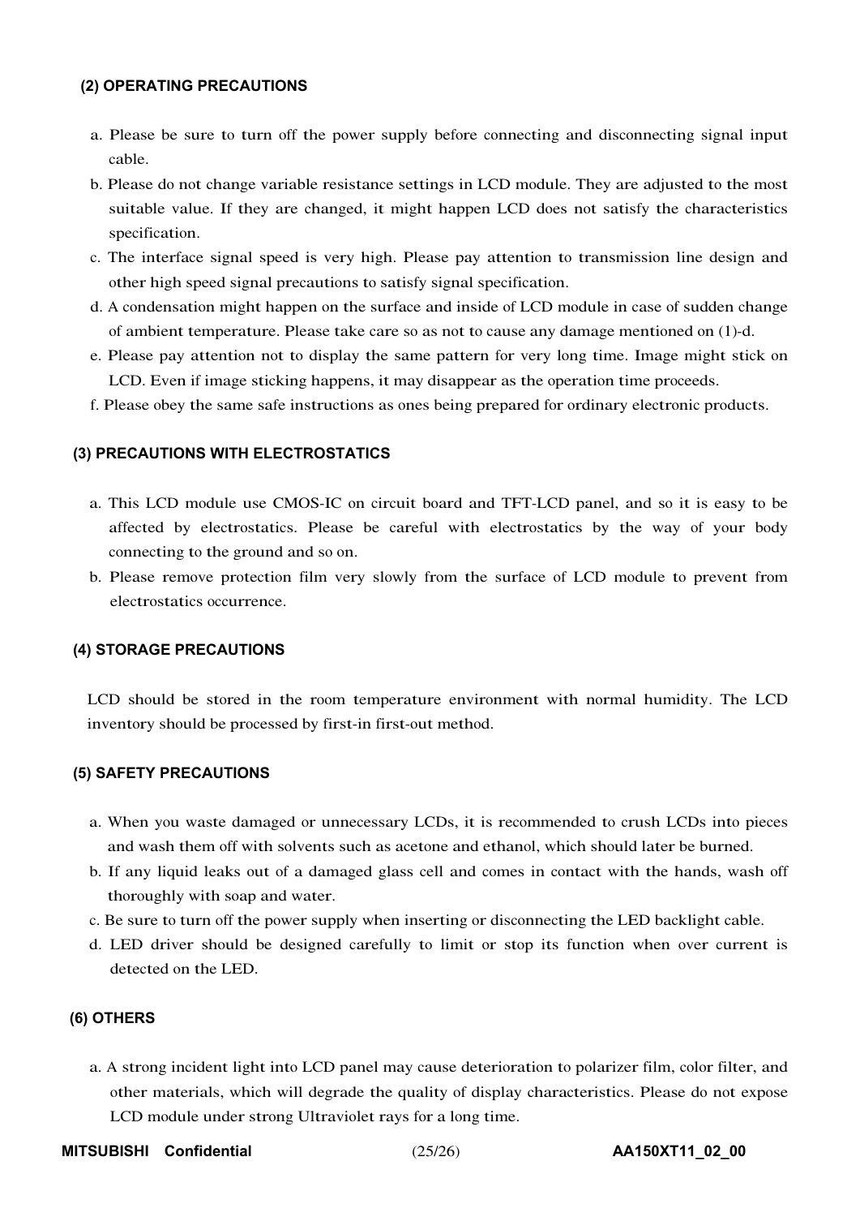**(2) OPERATING PRECAUTIONS**

a. Please be sure to turn off the power supply before connecting and disconnecting signal input cable.

b. Please do not change variable resistance settings in LCD module. They are adjusted to the most suitable value. If they are changed, it might happen LCD does not satisfy the characteristics specification.

c. The interface signal speed is very high. Please pay attention to transmission line design and other high speed signal precautions to satisfy signal specification.

d. A condensation might happen on the surface and inside of LCD module in case of sudden change of ambient temperature. Please take care so as not to cause any damage mentioned on (1)-d.

e. Please pay attention not to display the same pattern for very long time. Image might stick on LCD. Even if image sticking happens, it may disappear as the operation time proceeds.

f. Please obey the same safe instructions as ones being prepared for ordinary electronic products.

**(3) PRECAUTIONS WITH ELECTROSTATICS**

a. This LCD module use CMOS-IC on circuit board and TFT-LCD panel, and so it is easy to be affected by electrostatics. Please be careful with electrostatics by the way of your body connecting to the ground and so on.

b. Please remove protection film very slowly from the surface of LCD module to prevent from electrostatics occurrence.

**(4) STORAGE PRECAUTIONS**

LCD should be stored in the room temperature environment with normal humidity. The LCD inventory should be processed by first-in first-out method.

**(5) SAFETY PRECAUTIONS**

a. When you waste damaged or unnecessary LCDs, it is recommended to crush LCDs into pieces and wash them off with solvents such as acetone and ethanol, which should later be burned.

b. If any liquid leaks out of a damaged glass cell and comes in contact with the hands, wash off thoroughly with soap and water.

c. Be sure to turn off the power supply when inserting or disconnecting the LED backlight cable.

d. LED driver should be designed carefully to limit or stop its function when over current is detected on the LED.

**(6) OTHERS**

a. A strong incident light into LCD panel may cause deterioration to polarizer film, color filter, and other materials, which will degrade the quality of display characteristics. Please do not expose LCD module under strong Ultraviolet rays for a long time.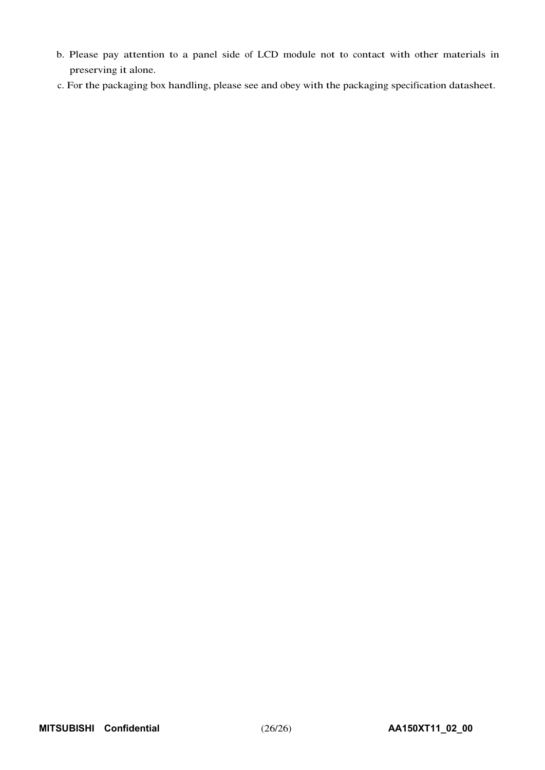b. Please pay attention to a panel side of LCD module not to contact with other materials in preserving it alone.

c. For the packaging box handling, please see and obey with the packaging specification datasheet.